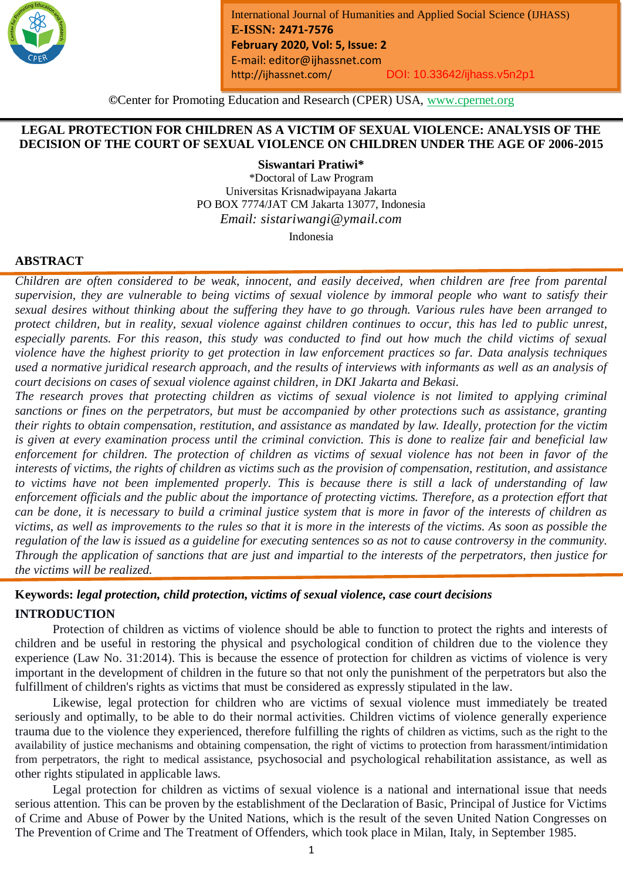©Center for Promoting Education and Research (CPER) USA, www.cpernet.org

# LEGAL PROTECTION FOR CHILDREN AS A VICTIM OF SEXUAL VIOLENCE: ANALYSIS OF THE DECISION OF THE COURT OF SEXUAL VIOLENCE ON CHILDREN UNDER THE AGE OF 2006-2015

**Siswantari Pratiwi***

*Doctoral of Law Program
Universitas Krisnadwipayana Jakarta
PO BOX 7774/JAT CM Jakarta 13077, Indonesia
*Email: sistariwangi@ymail.com*
Indonesia

## ABSTRACT

*Children are often considered to be weak, innocent, and easily deceived, when children are free from parental supervision, they are vulnerable to being victims of sexual violence by immoral people who want to satisfy their sexual desires without thinking about the suffering they have to go through. Various rules have been arranged to protect children, but in reality, sexual violence against children continues to occur, this has led to public unrest, especially parents. For this reason, this study was conducted to find out how much the child victims of sexual violence have the highest priority to get protection in law enforcement practices so far. Data analysis techniques used a normative juridical research approach, and the results of interviews with informants as well as an analysis of court decisions on cases of sexual violence against children, in DKI Jakarta and Bekasi.*

*The research proves that protecting children as victims of sexual violence is not limited to applying criminal sanctions or fines on the perpetrators, but must be accompanied by other protections such as assistance, granting their rights to obtain compensation, restitution, and assistance as mandated by law. Ideally, protection for the victim is given at every examination process until the criminal conviction. This is done to realize fair and beneficial law enforcement for children. The protection of children as victims of sexual violence has not been in favor of the interests of victims, the rights of children as victims such as the provision of compensation, restitution, and assistance to victims have not been implemented properly. This is because there is still a lack of understanding of law enforcement officials and the public about the importance of protecting victims. Therefore, as a protection effort that can be done, it is necessary to build a criminal justice system that is more in favor of the interests of children as victims, as well as improvements to the rules so that it is more in the interests of the victims. As soon as possible the regulation of the law is issued as a guideline for executing sentences so as not to cause controversy in the community. Through the application of sanctions that are just and impartial to the interests of the perpetrators, then justice for the victims will be realized.*

**Keywords:** ***legal protection, child protection, victims of sexual violence, case court decisions***

## INTRODUCTION

Protection of children as victims of violence should be able to function to protect the rights and interests of children and be useful in restoring the physical and psychological condition of children due to the violence they experience (Law No. 31:2014). This is because the essence of protection for children as victims of violence is very important in the development of children in the future so that not only the punishment of the perpetrators but also the fulfillment of children's rights as victims that must be considered as expressly stipulated in the law.

Likewise, legal protection for children who are victims of sexual violence must immediately be treated seriously and optimally, to be able to do their normal activities. Children victims of violence generally experience trauma due to the violence they experienced, therefore fulfilling the rights of children as victims, such as the right to the availability of justice mechanisms and obtaining compensation, the right of victims to protection from harassment/intimidation from perpetrators, the right to medical assistance, psychosocial and psychological rehabilitation assistance, as well as other rights stipulated in applicable laws.

Legal protection for children as victims of sexual violence is a national and international issue that needs serious attention. This can be proven by the establishment of the Declaration of Basic, Principal of Justice for Victims of Crime and Abuse of Power by the United Nations, which is the result of the seven United Nation Congresses on The Prevention of Crime and The Treatment of Offenders, which took place in Milan, Italy, in September 1985.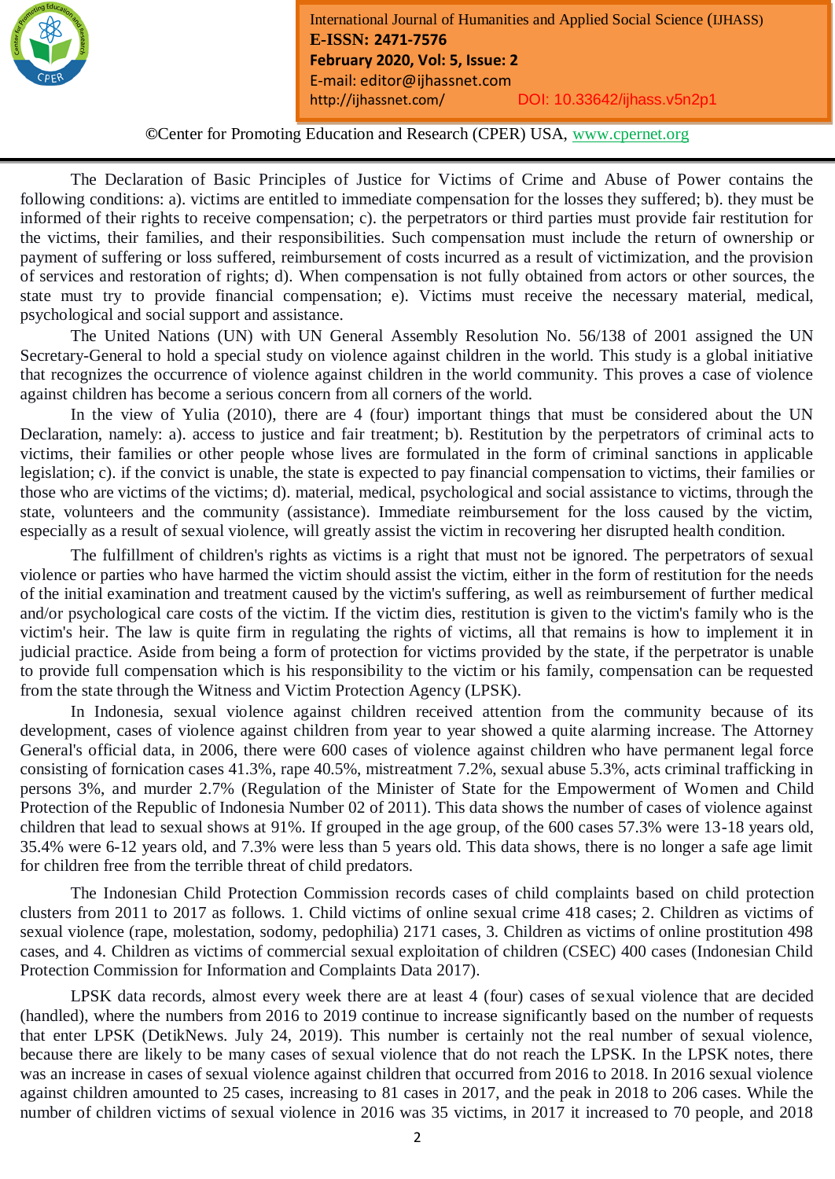The Declaration of Basic Principles of Justice for Victims of Crime and Abuse of Power contains the following conditions: a). victims are entitled to immediate compensation for the losses they suffered; b). they must be informed of their rights to receive compensation; c). the perpetrators or third parties must provide fair restitution for the victims, their families, and their responsibilities. Such compensation must include the return of ownership or payment of suffering or loss suffered, reimbursement of costs incurred as a result of victimization, and the provision of services and restoration of rights; d). When compensation is not fully obtained from actors or other sources, the state must try to provide financial compensation; e). Victims must receive the necessary material, medical, psychological and social support and assistance.

The United Nations (UN) with UN General Assembly Resolution No. 56/138 of 2001 assigned the UN Secretary-General to hold a special study on violence against children in the world. This study is a global initiative that recognizes the occurrence of violence against children in the world community. This proves a case of violence against children has become a serious concern from all corners of the world.

In the view of Yulia (2010), there are 4 (four) important things that must be considered about the UN Declaration, namely: a). access to justice and fair treatment; b). Restitution by the perpetrators of criminal acts to victims, their families or other people whose lives are formulated in the form of criminal sanctions in applicable legislation; c). if the convict is unable, the state is expected to pay financial compensation to victims, their families or those who are victims of the victims; d). material, medical, psychological and social assistance to victims, through the state, volunteers and the community (assistance). Immediate reimbursement for the loss caused by the victim, especially as a result of sexual violence, will greatly assist the victim in recovering her disrupted health condition.

The fulfillment of children's rights as victims is a right that must not be ignored. The perpetrators of sexual violence or parties who have harmed the victim should assist the victim, either in the form of restitution for the needs of the initial examination and treatment caused by the victim's suffering, as well as reimbursement of further medical and/or psychological care costs of the victim. If the victim dies, restitution is given to the victim's family who is the victim's heir. The law is quite firm in regulating the rights of victims, all that remains is how to implement it in judicial practice. Aside from being a form of protection for victims provided by the state, if the perpetrator is unable to provide full compensation which is his responsibility to the victim or his family, compensation can be requested from the state through the Witness and Victim Protection Agency (LPSK).

In Indonesia, sexual violence against children received attention from the community because of its development, cases of violence against children from year to year showed a quite alarming increase. The Attorney General's official data, in 2006, there were 600 cases of violence against children who have permanent legal force consisting of fornication cases 41.3%, rape 40.5%, mistreatment 7.2%, sexual abuse 5.3%, acts criminal trafficking in persons 3%, and murder 2.7% (Regulation of the Minister of State for the Empowerment of Women and Child Protection of the Republic of Indonesia Number 02 of 2011). This data shows the number of cases of violence against children that lead to sexual shows at 91%. If grouped in the age group, of the 600 cases 57.3% were 13-18 years old, 35.4% were 6-12 years old, and 7.3% were less than 5 years old. This data shows, there is no longer a safe age limit for children free from the terrible threat of child predators.

The Indonesian Child Protection Commission records cases of child complaints based on child protection clusters from 2011 to 2017 as follows. 1. Child victims of online sexual crime 418 cases; 2. Children as victims of sexual violence (rape, molestation, sodomy, pedophilia) 2171 cases, 3. Children as victims of online prostitution 498 cases, and 4. Children as victims of commercial sexual exploitation of children (CSEC) 400 cases (Indonesian Child Protection Commission for Information and Complaints Data 2017).

LPSK data records, almost every week there are at least 4 (four) cases of sexual violence that are decided (handled), where the numbers from 2016 to 2019 continue to increase significantly based on the number of requests that enter LPSK (DetikNews. July 24, 2019). This number is certainly not the real number of sexual violence, because there are likely to be many cases of sexual violence that do not reach the LPSK. In the LPSK notes, there was an increase in cases of sexual violence against children that occurred from 2016 to 2018. In 2016 sexual violence against children amounted to 25 cases, increasing to 81 cases in 2017, and the peak in 2018 to 206 cases. While the number of children victims of sexual violence in 2016 was 35 victims, in 2017 it increased to 70 people, and 2018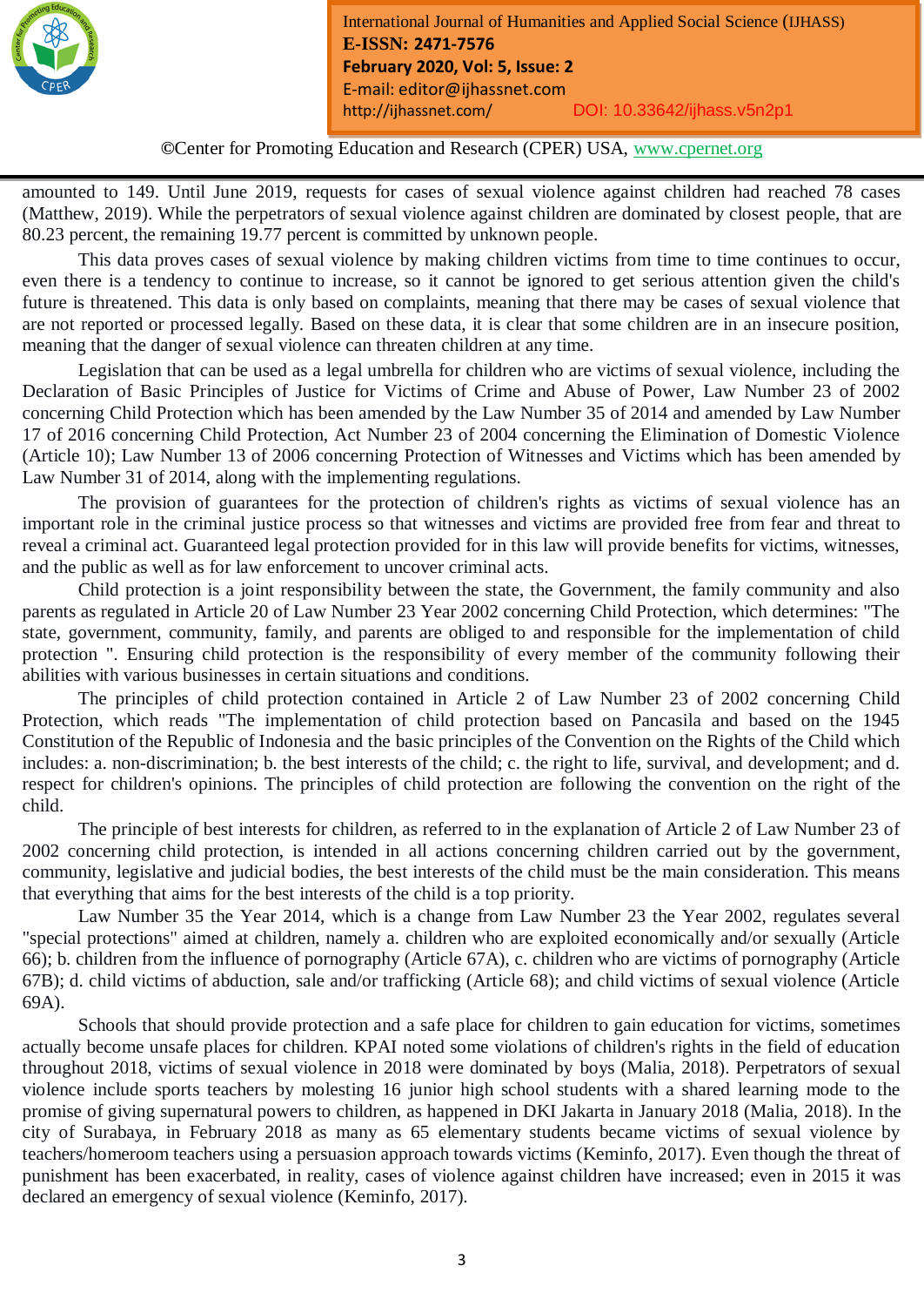amounted to 149. Until June 2019, requests for cases of sexual violence against children had reached 78 cases (Matthew, 2019). While the perpetrators of sexual violence against children are dominated by closest people, that are 80.23 percent, the remaining 19.77 percent is committed by unknown people.

This data proves cases of sexual violence by making children victims from time to time continues to occur, even there is a tendency to continue to increase, so it cannot be ignored to get serious attention given the child's future is threatened. This data is only based on complaints, meaning that there may be cases of sexual violence that are not reported or processed legally. Based on these data, it is clear that some children are in an insecure position, meaning that the danger of sexual violence can threaten children at any time.

Legislation that can be used as a legal umbrella for children who are victims of sexual violence, including the Declaration of Basic Principles of Justice for Victims of Crime and Abuse of Power, Law Number 23 of 2002 concerning Child Protection which has been amended by the Law Number 35 of 2014 and amended by Law Number 17 of 2016 concerning Child Protection, Act Number 23 of 2004 concerning the Elimination of Domestic Violence (Article 10); Law Number 13 of 2006 concerning Protection of Witnesses and Victims which has been amended by Law Number 31 of 2014, along with the implementing regulations.

The provision of guarantees for the protection of children's rights as victims of sexual violence has an important role in the criminal justice process so that witnesses and victims are provided free from fear and threat to reveal a criminal act. Guaranteed legal protection provided for in this law will provide benefits for victims, witnesses, and the public as well as for law enforcement to uncover criminal acts.

Child protection is a joint responsibility between the state, the Government, the family community and also parents as regulated in Article 20 of Law Number 23 Year 2002 concerning Child Protection, which determines: "The state, government, community, family, and parents are obliged to and responsible for the implementation of child protection ". Ensuring child protection is the responsibility of every member of the community following their abilities with various businesses in certain situations and conditions.

The principles of child protection contained in Article 2 of Law Number 23 of 2002 concerning Child Protection, which reads "The implementation of child protection based on Pancasila and based on the 1945 Constitution of the Republic of Indonesia and the basic principles of the Convention on the Rights of the Child which includes: a. non-discrimination; b. the best interests of the child; c. the right to life, survival, and development; and d. respect for children's opinions. The principles of child protection are following the convention on the right of the child.

The principle of best interests for children, as referred to in the explanation of Article 2 of Law Number 23 of 2002 concerning child protection, is intended in all actions concerning children carried out by the government, community, legislative and judicial bodies, the best interests of the child must be the main consideration. This means that everything that aims for the best interests of the child is a top priority.

Law Number 35 the Year 2014, which is a change from Law Number 23 the Year 2002, regulates several "special protections" aimed at children, namely a. children who are exploited economically and/or sexually (Article 66); b. children from the influence of pornography (Article 67A), c. children who are victims of pornography (Article 67B); d. child victims of abduction, sale and/or trafficking (Article 68); and child victims of sexual violence (Article 69A).

Schools that should provide protection and a safe place for children to gain education for victims, sometimes actually become unsafe places for children. KPAI noted some violations of children's rights in the field of education throughout 2018, victims of sexual violence in 2018 were dominated by boys (Malia, 2018). Perpetrators of sexual violence include sports teachers by molesting 16 junior high school students with a shared learning mode to the promise of giving supernatural powers to children, as happened in DKI Jakarta in January 2018 (Malia, 2018). In the city of Surabaya, in February 2018 as many as 65 elementary students became victims of sexual violence by teachers/homeroom teachers using a persuasion approach towards victims (Keminfo, 2017). Even though the threat of punishment has been exacerbated, in reality, cases of violence against children have increased; even in 2015 it was declared an emergency of sexual violence (Keminfo, 2017).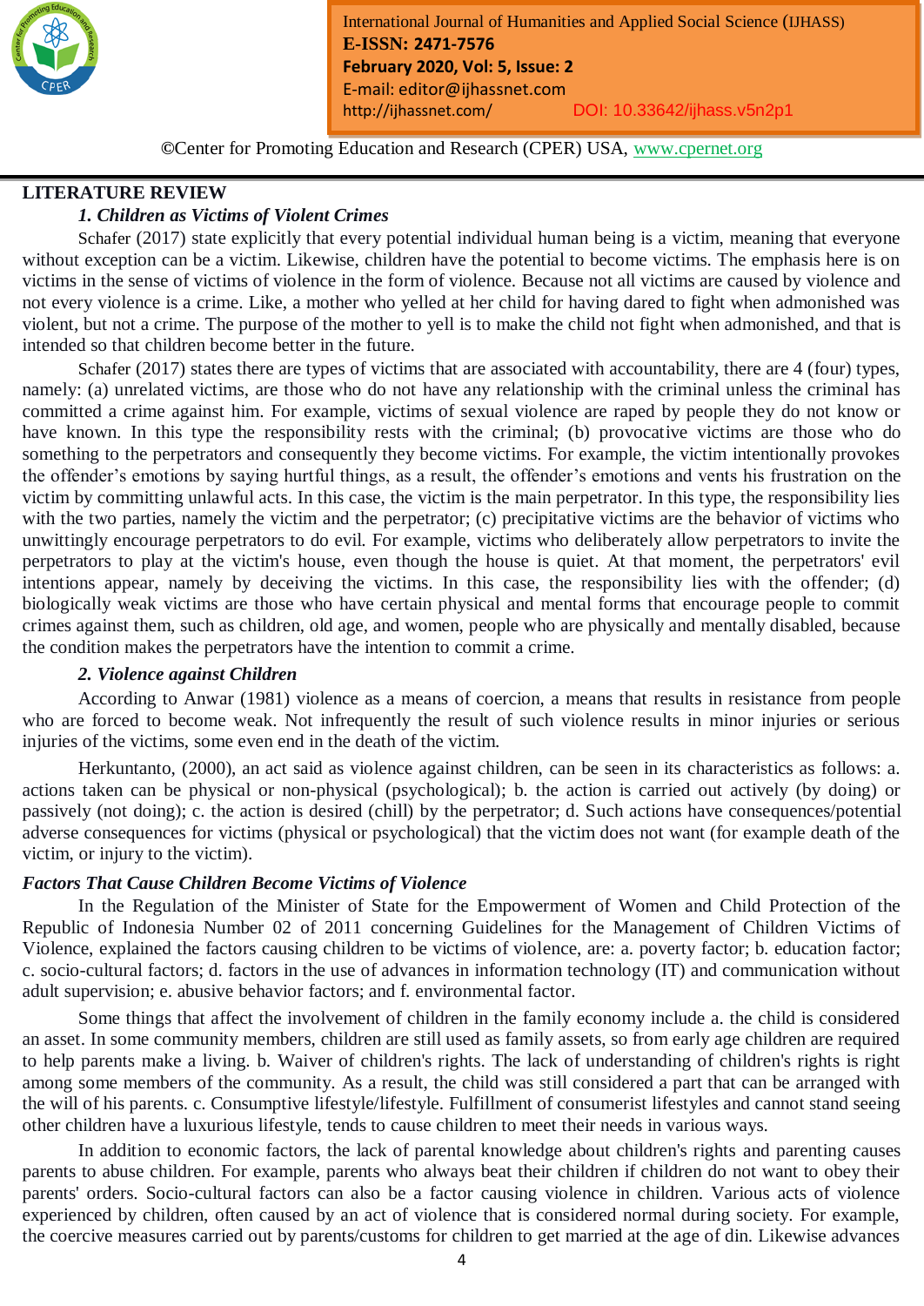## LITERATURE REVIEW

### *1. Children as Victims of Violent Crimes*

Schafer (2017) state explicitly that every potential individual human being is a victim, meaning that everyone without exception can be a victim. Likewise, children have the potential to become victims. The emphasis here is on victims in the sense of victims of violence in the form of violence. Because not all victims are caused by violence and not every violence is a crime. Like, a mother who yelled at her child for having dared to fight when admonished was violent, but not a crime. The purpose of the mother to yell is to make the child not fight when admonished, and that is intended so that children become better in the future.

Schafer (2017) states there are types of victims that are associated with accountability, there are 4 (four) types, namely: (a) unrelated victims, are those who do not have any relationship with the criminal unless the criminal has committed a crime against him. For example, victims of sexual violence are raped by people they do not know or have known. In this type the responsibility rests with the criminal; (b) provocative victims are those who do something to the perpetrators and consequently they become victims. For example, the victim intentionally provokes the offender's emotions by saying hurtful things, as a result, the offender's emotions and vents his frustration on the victim by committing unlawful acts. In this case, the victim is the main perpetrator. In this type, the responsibility lies with the two parties, namely the victim and the perpetrator; (c) precipitative victims are the behavior of victims who unwittingly encourage perpetrators to do evil. For example, victims who deliberately allow perpetrators to invite the perpetrators to play at the victim's house, even though the house is quiet. At that moment, the perpetrators' evil intentions appear, namely by deceiving the victims. In this case, the responsibility lies with the offender; (d) biologically weak victims are those who have certain physical and mental forms that encourage people to commit crimes against them, such as children, old age, and women, people who are physically and mentally disabled, because the condition makes the perpetrators have the intention to commit a crime.

### *2. Violence against Children*

According to Anwar (1981) violence as a means of coercion, a means that results in resistance from people who are forced to become weak. Not infrequently the result of such violence results in minor injuries or serious injuries of the victims, some even end in the death of the victim.

Herkuntanto, (2000), an act said as violence against children, can be seen in its characteristics as follows: a. actions taken can be physical or non-physical (psychological); b. the action is carried out actively (by doing) or passively (not doing); c. the action is desired (chill) by the perpetrator; d. Such actions have consequences/potential adverse consequences for victims (physical or psychological) that the victim does not want (for example death of the victim, or injury to the victim).

### *Factors That Cause Children Become Victims of Violence*

In the Regulation of the Minister of State for the Empowerment of Women and Child Protection of the Republic of Indonesia Number 02 of 2011 concerning Guidelines for the Management of Children Victims of Violence, explained the factors causing children to be victims of violence, are: a. poverty factor; b. education factor; c. socio-cultural factors; d. factors in the use of advances in information technology (IT) and communication without adult supervision; e. abusive behavior factors; and f. environmental factor.

Some things that affect the involvement of children in the family economy include a. the child is considered an asset. In some community members, children are still used as family assets, so from early age children are required to help parents make a living. b. Waiver of children's rights. The lack of understanding of children's rights is right among some members of the community. As a result, the child was still considered a part that can be arranged with the will of his parents. c. Consumptive lifestyle/lifestyle. Fulfillment of consumerist lifestyles and cannot stand seeing other children have a luxurious lifestyle, tends to cause children to meet their needs in various ways.

In addition to economic factors, the lack of parental knowledge about children's rights and parenting causes parents to abuse children. For example, parents who always beat their children if children do not want to obey their parents' orders. Socio-cultural factors can also be a factor causing violence in children. Various acts of violence experienced by children, often caused by an act of violence that is considered normal during society. For example, the coercive measures carried out by parents/customs for children to get married at the age of din. Likewise advances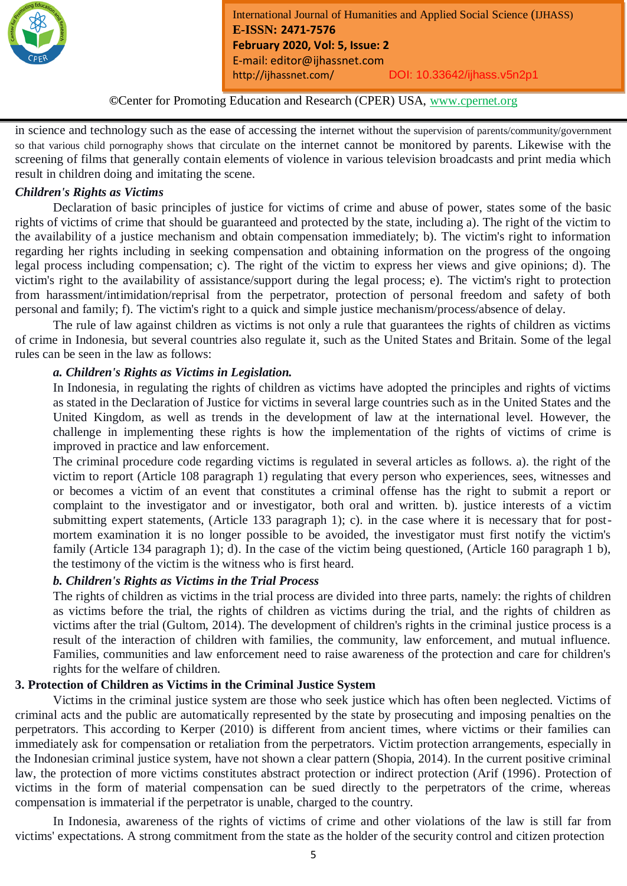in science and technology such as the ease of accessing the internet without the supervision of parents/community/government so that various child pornography shows that circulate on the internet cannot be monitored by parents. Likewise with the screening of films that generally contain elements of violence in various television broadcasts and print media which result in children doing and imitating the scene.

***Children's Rights as Victims***

Declaration of basic principles of justice for victims of crime and abuse of power, states some of the basic rights of victims of crime that should be guaranteed and protected by the state, including a). The right of the victim to the availability of a justice mechanism and obtain compensation immediately; b). The victim's right to information regarding her rights including in seeking compensation and obtaining information on the progress of the ongoing legal process including compensation; c). The right of the victim to express her views and give opinions; d). The victim's right to the availability of assistance/support during the legal process; e). The victim's right to protection from harassment/intimidation/reprisal from the perpetrator, protection of personal freedom and safety of both personal and family; f). The victim's right to a quick and simple justice mechanism/process/absence of delay.

The rule of law against children as victims is not only a rule that guarantees the rights of children as victims of crime in Indonesia, but several countries also regulate it, such as the United States and Britain. Some of the legal rules can be seen in the law as follows:

***a. Children's Rights as Victims in Legislation.***

In Indonesia, in regulating the rights of children as victims have adopted the principles and rights of victims as stated in the Declaration of Justice for victims in several large countries such as in the United States and the United Kingdom, as well as trends in the development of law at the international level. However, the challenge in implementing these rights is how the implementation of the rights of victims of crime is improved in practice and law enforcement.

The criminal procedure code regarding victims is regulated in several articles as follows. a). the right of the victim to report (Article 108 paragraph 1) regulating that every person who experiences, sees, witnesses and or becomes a victim of an event that constitutes a criminal offense has the right to submit a report or complaint to the investigator and or investigator, both oral and written. b). justice interests of a victim submitting expert statements, (Article 133 paragraph 1); c). in the case where it is necessary that for post-mortem examination it is no longer possible to be avoided, the investigator must first notify the victim's family (Article 134 paragraph 1); d). In the case of the victim being questioned, (Article 160 paragraph 1 b), the testimony of the victim is the witness who is first heard.

***b. Children's Rights as Victims in the Trial Process***

The rights of children as victims in the trial process are divided into three parts, namely: the rights of children as victims before the trial, the rights of children as victims during the trial, and the rights of children as victims after the trial (Gultom, 2014). The development of children's rights in the criminal justice process is a result of the interaction of children with families, the community, law enforcement, and mutual influence. Families, communities and law enforcement need to raise awareness of the protection and care for children's rights for the welfare of children.

**3. Protection of Children as Victims in the Criminal Justice System**

Victims in the criminal justice system are those who seek justice which has often been neglected. Victims of criminal acts and the public are automatically represented by the state by prosecuting and imposing penalties on the perpetrators. This according to Kerper (2010) is different from ancient times, where victims or their families can immediately ask for compensation or retaliation from the perpetrators. Victim protection arrangements, especially in the Indonesian criminal justice system, have not shown a clear pattern (Shopia, 2014). In the current positive criminal law, the protection of more victims constitutes abstract protection or indirect protection (Arif (1996). Protection of victims in the form of material compensation can be sued directly to the perpetrators of the crime, whereas compensation is immaterial if the perpetrator is unable, charged to the country.

In Indonesia, awareness of the rights of victims of crime and other violations of the law is still far from victims' expectations. A strong commitment from the state as the holder of the security control and citizen protection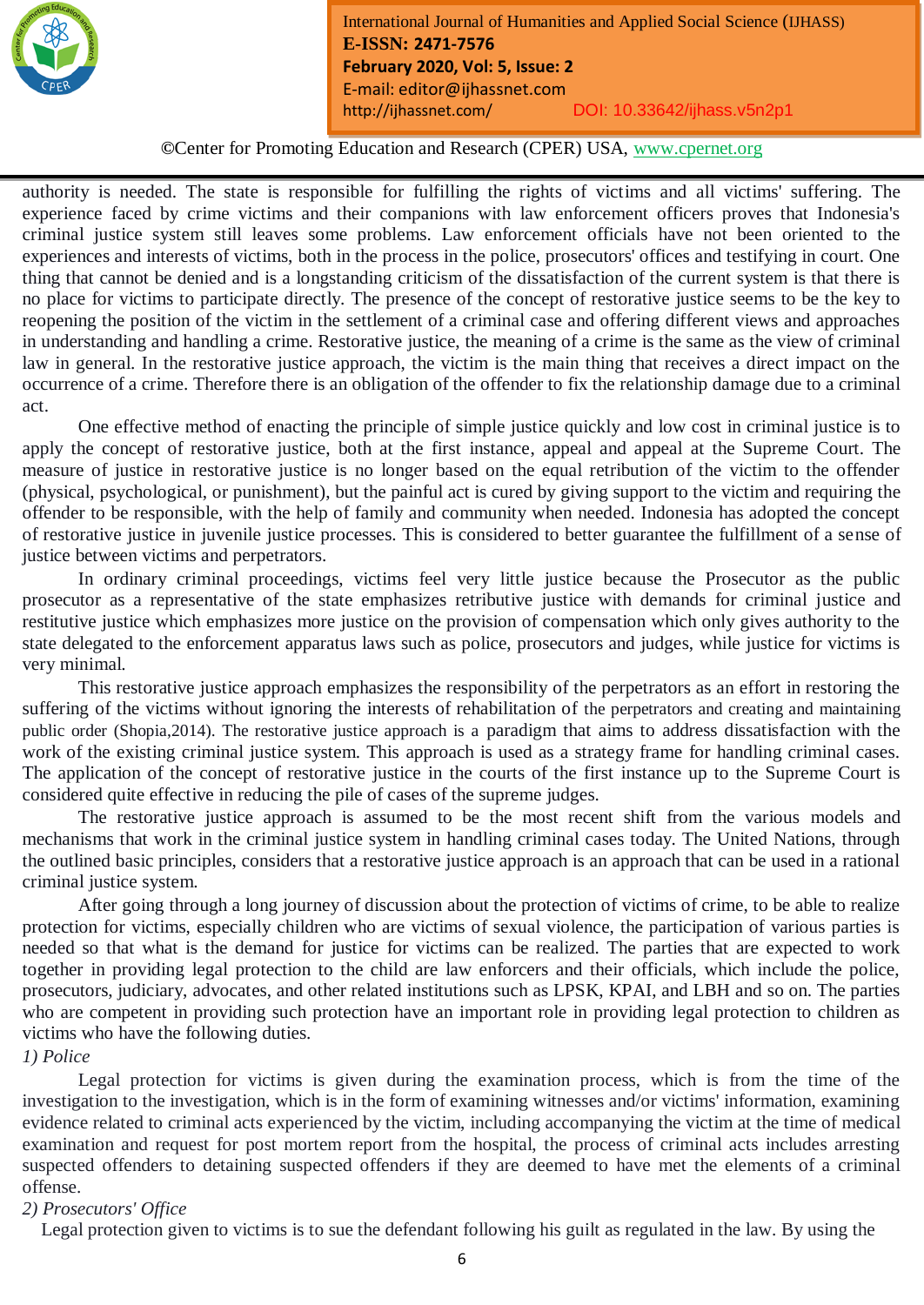authority is needed. The state is responsible for fulfilling the rights of victims and all victims' suffering. The experience faced by crime victims and their companions with law enforcement officers proves that Indonesia's criminal justice system still leaves some problems. Law enforcement officials have not been oriented to the experiences and interests of victims, both in the process in the police, prosecutors' offices and testifying in court. One thing that cannot be denied and is a longstanding criticism of the dissatisfaction of the current system is that there is no place for victims to participate directly. The presence of the concept of restorative justice seems to be the key to reopening the position of the victim in the settlement of a criminal case and offering different views and approaches in understanding and handling a crime. Restorative justice, the meaning of a crime is the same as the view of criminal law in general. In the restorative justice approach, the victim is the main thing that receives a direct impact on the occurrence of a crime. Therefore there is an obligation of the offender to fix the relationship damage due to a criminal act.

One effective method of enacting the principle of simple justice quickly and low cost in criminal justice is to apply the concept of restorative justice, both at the first instance, appeal and appeal at the Supreme Court. The measure of justice in restorative justice is no longer based on the equal retribution of the victim to the offender (physical, psychological, or punishment), but the painful act is cured by giving support to the victim and requiring the offender to be responsible, with the help of family and community when needed. Indonesia has adopted the concept of restorative justice in juvenile justice processes. This is considered to better guarantee the fulfillment of a sense of justice between victims and perpetrators.

In ordinary criminal proceedings, victims feel very little justice because the Prosecutor as the public prosecutor as a representative of the state emphasizes retributive justice with demands for criminal justice and restitutive justice which emphasizes more justice on the provision of compensation which only gives authority to the state delegated to the enforcement apparatus laws such as police, prosecutors and judges, while justice for victims is very minimal.

This restorative justice approach emphasizes the responsibility of the perpetrators as an effort in restoring the suffering of the victims without ignoring the interests of rehabilitation of the perpetrators and creating and maintaining public order (Shopia,2014). The restorative justice approach is a paradigm that aims to address dissatisfaction with the work of the existing criminal justice system. This approach is used as a strategy frame for handling criminal cases. The application of the concept of restorative justice in the courts of the first instance up to the Supreme Court is considered quite effective in reducing the pile of cases of the supreme judges.

The restorative justice approach is assumed to be the most recent shift from the various models and mechanisms that work in the criminal justice system in handling criminal cases today. The United Nations, through the outlined basic principles, considers that a restorative justice approach is an approach that can be used in a rational criminal justice system.

After going through a long journey of discussion about the protection of victims of crime, to be able to realize protection for victims, especially children who are victims of sexual violence, the participation of various parties is needed so that what is the demand for justice for victims can be realized. The parties that are expected to work together in providing legal protection to the child are law enforcers and their officials, which include the police, prosecutors, judiciary, advocates, and other related institutions such as LPSK, KPAI, and LBH and so on. The parties who are competent in providing such protection have an important role in providing legal protection to children as victims who have the following duties.

*1) Police*

Legal protection for victims is given during the examination process, which is from the time of the investigation to the investigation, which is in the form of examining witnesses and/or victims' information, examining evidence related to criminal acts experienced by the victim, including accompanying the victim at the time of medical examination and request for post mortem report from the hospital, the process of criminal acts includes arresting suspected offenders to detaining suspected offenders if they are deemed to have met the elements of a criminal offense.

*2) Prosecutors' Office*

Legal protection given to victims is to sue the defendant following his guilt as regulated in the law. By using the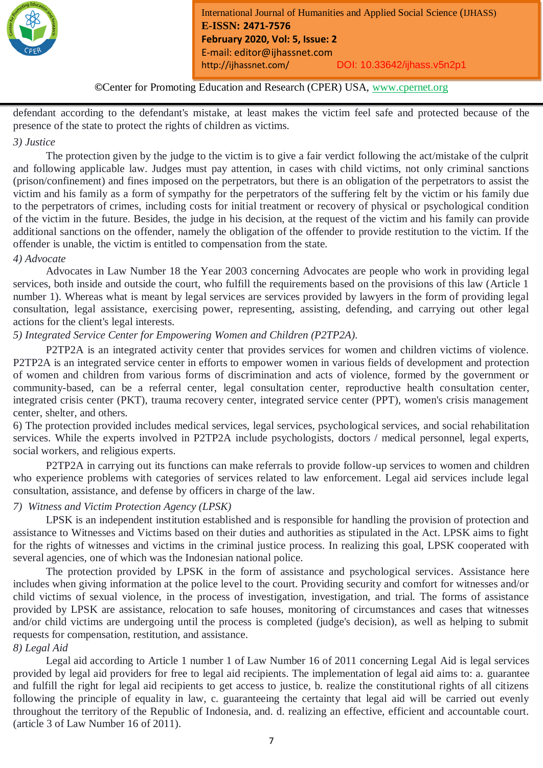defendant according to the defendant's mistake, at least makes the victim feel safe and protected because of the presence of the state to protect the rights of children as victims.

*3) Justice*

The protection given by the judge to the victim is to give a fair verdict following the act/mistake of the culprit and following applicable law. Judges must pay attention, in cases with child victims, not only criminal sanctions (prison/confinement) and fines imposed on the perpetrators, but there is an obligation of the perpetrators to assist the victim and his family as a form of sympathy for the perpetrators of the suffering felt by the victim or his family due to the perpetrators of crimes, including costs for initial treatment or recovery of physical or psychological condition of the victim in the future. Besides, the judge in his decision, at the request of the victim and his family can provide additional sanctions on the offender, namely the obligation of the offender to provide restitution to the victim. If the offender is unable, the victim is entitled to compensation from the state.

*4) Advocate*

Advocates in Law Number 18 the Year 2003 concerning Advocates are people who work in providing legal services, both inside and outside the court, who fulfill the requirements based on the provisions of this law (Article 1 number 1). Whereas what is meant by legal services are services provided by lawyers in the form of providing legal consultation, legal assistance, exercising power, representing, assisting, defending, and carrying out other legal actions for the client's legal interests.

*5) Integrated Service Center for Empowering Women and Children (P2TP2A).*

P2TP2A is an integrated activity center that provides services for women and children victims of violence. P2TP2A is an integrated service center in efforts to empower women in various fields of development and protection of women and children from various forms of discrimination and acts of violence, formed by the government or community-based, can be a referral center, legal consultation center, reproductive health consultation center, integrated crisis center (PKT), trauma recovery center, integrated service center (PPT), women's crisis management center, shelter, and others.

6) The protection provided includes medical services, legal services, psychological services, and social rehabilitation services. While the experts involved in P2TP2A include psychologists, doctors / medical personnel, legal experts, social workers, and religious experts.

P2TP2A in carrying out its functions can make referrals to provide follow-up services to women and children who experience problems with categories of services related to law enforcement. Legal aid services include legal consultation, assistance, and defense by officers in charge of the law.

*7) Witness and Victim Protection Agency (LPSK)*

LPSK is an independent institution established and is responsible for handling the provision of protection and assistance to Witnesses and Victims based on their duties and authorities as stipulated in the Act. LPSK aims to fight for the rights of witnesses and victims in the criminal justice process. In realizing this goal, LPSK cooperated with several agencies, one of which was the Indonesian national police.

The protection provided by LPSK in the form of assistance and psychological services. Assistance here includes when giving information at the police level to the court. Providing security and comfort for witnesses and/or child victims of sexual violence, in the process of investigation, investigation, and trial. The forms of assistance provided by LPSK are assistance, relocation to safe houses, monitoring of circumstances and cases that witnesses and/or child victims are undergoing until the process is completed (judge's decision), as well as helping to submit requests for compensation, restitution, and assistance.

*8) Legal Aid*

Legal aid according to Article 1 number 1 of Law Number 16 of 2011 concerning Legal Aid is legal services provided by legal aid providers for free to legal aid recipients. The implementation of legal aid aims to: a. guarantee and fulfill the right for legal aid recipients to get access to justice, b. realize the constitutional rights of all citizens following the principle of equality in law, c. guaranteeing the certainty that legal aid will be carried out evenly throughout the territory of the Republic of Indonesia, and. d. realizing an effective, efficient and accountable court. (article 3 of Law Number 16 of 2011).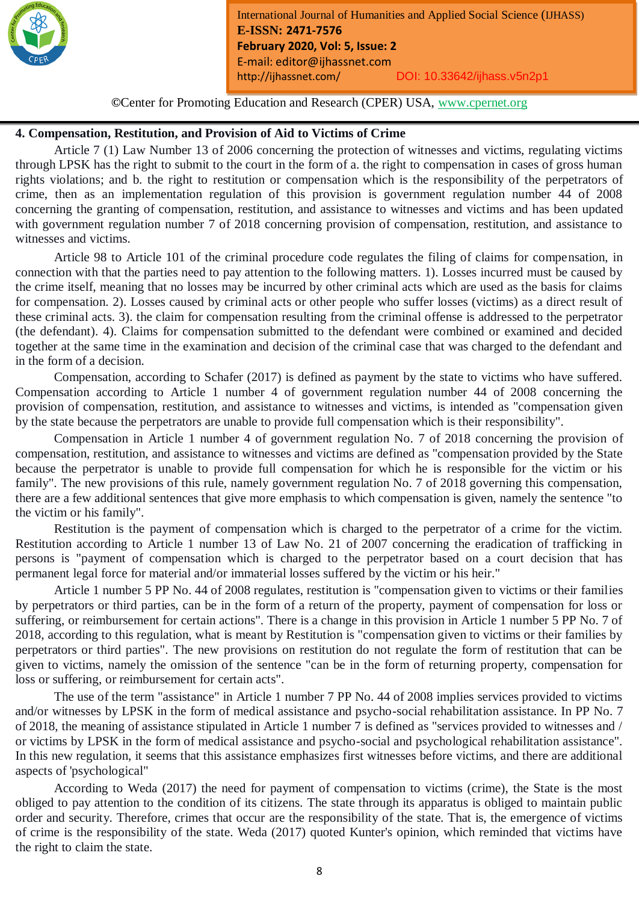## 4. Compensation, Restitution, and Provision of Aid to Victims of Crime

Article 7 (1) Law Number 13 of 2006 concerning the protection of witnesses and victims, regulating victims through LPSK has the right to submit to the court in the form of a. the right to compensation in cases of gross human rights violations; and b. the right to restitution or compensation which is the responsibility of the perpetrators of crime, then as an implementation regulation of this provision is government regulation number 44 of 2008 concerning the granting of compensation, restitution, and assistance to witnesses and victims and has been updated with government regulation number 7 of 2018 concerning provision of compensation, restitution, and assistance to witnesses and victims.

Article 98 to Article 101 of the criminal procedure code regulates the filing of claims for compensation, in connection with that the parties need to pay attention to the following matters. 1). Losses incurred must be caused by the crime itself, meaning that no losses may be incurred by other criminal acts which are used as the basis for claims for compensation. 2). Losses caused by criminal acts or other people who suffer losses (victims) as a direct result of these criminal acts. 3). the claim for compensation resulting from the criminal offense is addressed to the perpetrator (the defendant). 4). Claims for compensation submitted to the defendant were combined or examined and decided together at the same time in the examination and decision of the criminal case that was charged to the defendant and in the form of a decision.

Compensation, according to Schafer (2017) is defined as payment by the state to victims who have suffered. Compensation according to Article 1 number 4 of government regulation number 44 of 2008 concerning the provision of compensation, restitution, and assistance to witnesses and victims, is intended as "compensation given by the state because the perpetrators are unable to provide full compensation which is their responsibility".

Compensation in Article 1 number 4 of government regulation No. 7 of 2018 concerning the provision of compensation, restitution, and assistance to witnesses and victims are defined as "compensation provided by the State because the perpetrator is unable to provide full compensation for which he is responsible for the victim or his family". The new provisions of this rule, namely government regulation No. 7 of 2018 governing this compensation, there are a few additional sentences that give more emphasis to which compensation is given, namely the sentence "to the victim or his family".

Restitution is the payment of compensation which is charged to the perpetrator of a crime for the victim. Restitution according to Article 1 number 13 of Law No. 21 of 2007 concerning the eradication of trafficking in persons is "payment of compensation which is charged to the perpetrator based on a court decision that has permanent legal force for material and/or immaterial losses suffered by the victim or his heir."

Article 1 number 5 PP No. 44 of 2008 regulates, restitution is "compensation given to victims or their families by perpetrators or third parties, can be in the form of a return of the property, payment of compensation for loss or suffering, or reimbursement for certain actions". There is a change in this provision in Article 1 number 5 PP No. 7 of 2018, according to this regulation, what is meant by Restitution is "compensation given to victims or their families by perpetrators or third parties". The new provisions on restitution do not regulate the form of restitution that can be given to victims, namely the omission of the sentence "can be in the form of returning property, compensation for loss or suffering, or reimbursement for certain acts".

The use of the term "assistance" in Article 1 number 7 PP No. 44 of 2008 implies services provided to victims and/or witnesses by LPSK in the form of medical assistance and psycho-social rehabilitation assistance. In PP No. 7 of 2018, the meaning of assistance stipulated in Article 1 number 7 is defined as "services provided to witnesses and / or victims by LPSK in the form of medical assistance and psycho-social and psychological rehabilitation assistance". In this new regulation, it seems that this assistance emphasizes first witnesses before victims, and there are additional aspects of 'psychological"

According to Weda (2017) the need for payment of compensation to victims (crime), the State is the most obliged to pay attention to the condition of its citizens. The state through its apparatus is obliged to maintain public order and security. Therefore, crimes that occur are the responsibility of the state. That is, the emergence of victims of crime is the responsibility of the state. Weda (2017) quoted Kunter's opinion, which reminded that victims have the right to claim the state.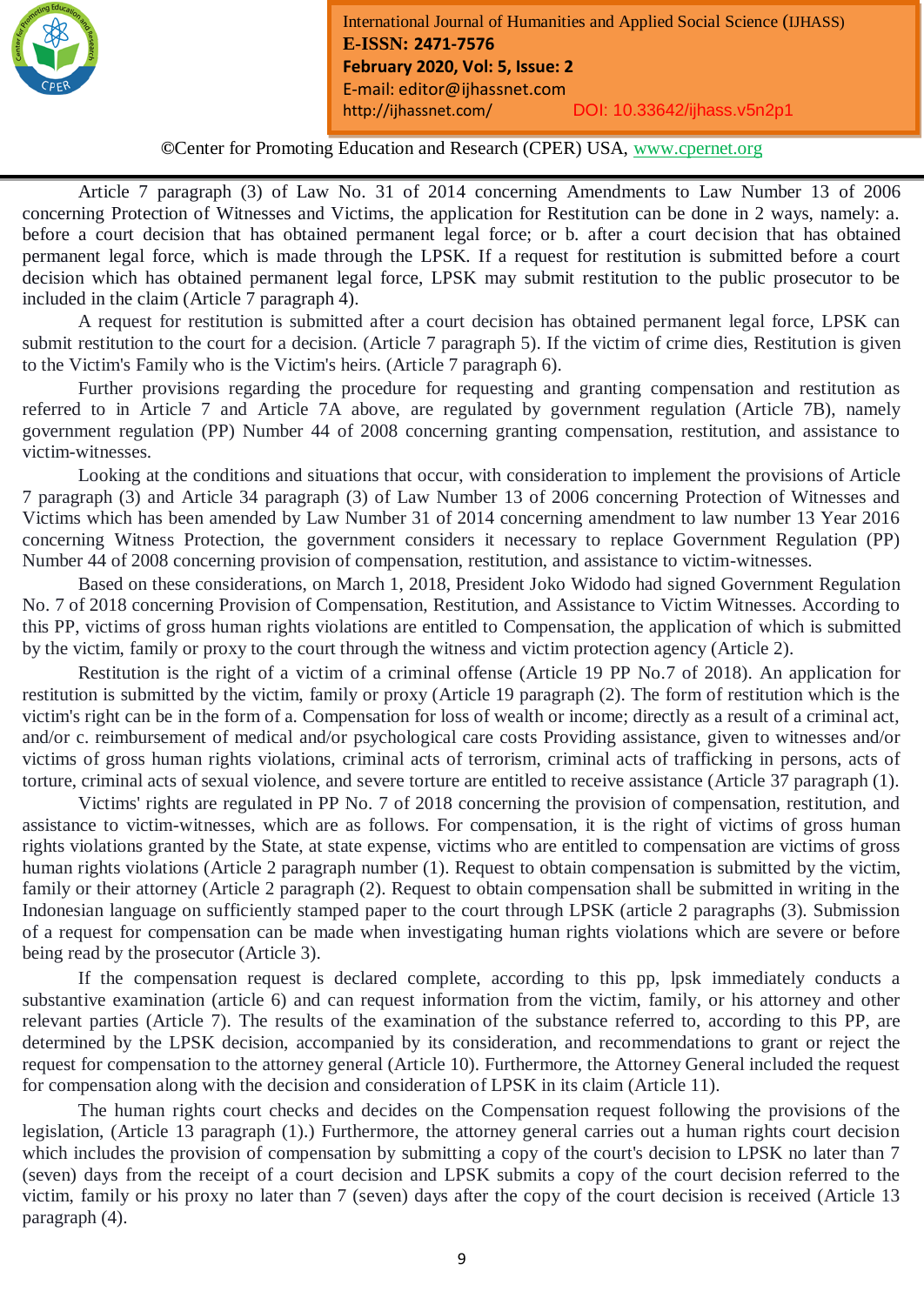Article 7 paragraph (3) of Law No. 31 of 2014 concerning Amendments to Law Number 13 of 2006 concerning Protection of Witnesses and Victims, the application for Restitution can be done in 2 ways, namely: a. before a court decision that has obtained permanent legal force; or b. after a court decision that has obtained permanent legal force, which is made through the LPSK. If a request for restitution is submitted before a court decision which has obtained permanent legal force, LPSK may submit restitution to the public prosecutor to be included in the claim (Article 7 paragraph 4).

A request for restitution is submitted after a court decision has obtained permanent legal force, LPSK can submit restitution to the court for a decision. (Article 7 paragraph 5). If the victim of crime dies, Restitution is given to the Victim's Family who is the Victim's heirs. (Article 7 paragraph 6).

Further provisions regarding the procedure for requesting and granting compensation and restitution as referred to in Article 7 and Article 7A above, are regulated by government regulation (Article 7B), namely government regulation (PP) Number 44 of 2008 concerning granting compensation, restitution, and assistance to victim-witnesses.

Looking at the conditions and situations that occur, with consideration to implement the provisions of Article 7 paragraph (3) and Article 34 paragraph (3) of Law Number 13 of 2006 concerning Protection of Witnesses and Victims which has been amended by Law Number 31 of 2014 concerning amendment to law number 13 Year 2016 concerning Witness Protection, the government considers it necessary to replace Government Regulation (PP) Number 44 of 2008 concerning provision of compensation, restitution, and assistance to victim-witnesses.

Based on these considerations, on March 1, 2018, President Joko Widodo had signed Government Regulation No. 7 of 2018 concerning Provision of Compensation, Restitution, and Assistance to Victim Witnesses. According to this PP, victims of gross human rights violations are entitled to Compensation, the application of which is submitted by the victim, family or proxy to the court through the witness and victim protection agency (Article 2).

Restitution is the right of a victim of a criminal offense (Article 19 PP No.7 of 2018). An application for restitution is submitted by the victim, family or proxy (Article 19 paragraph (2). The form of restitution which is the victim's right can be in the form of a. Compensation for loss of wealth or income; directly as a result of a criminal act, and/or c. reimbursement of medical and/or psychological care costs Providing assistance, given to witnesses and/or victims of gross human rights violations, criminal acts of terrorism, criminal acts of trafficking in persons, acts of torture, criminal acts of sexual violence, and severe torture are entitled to receive assistance (Article 37 paragraph (1).

Victims' rights are regulated in PP No. 7 of 2018 concerning the provision of compensation, restitution, and assistance to victim-witnesses, which are as follows. For compensation, it is the right of victims of gross human rights violations granted by the State, at state expense, victims who are entitled to compensation are victims of gross human rights violations (Article 2 paragraph number (1). Request to obtain compensation is submitted by the victim, family or their attorney (Article 2 paragraph (2). Request to obtain compensation shall be submitted in writing in the Indonesian language on sufficiently stamped paper to the court through LPSK (article 2 paragraphs (3). Submission of a request for compensation can be made when investigating human rights violations which are severe or before being read by the prosecutor (Article 3).

If the compensation request is declared complete, according to this pp, lpsk immediately conducts a substantive examination (article 6) and can request information from the victim, family, or his attorney and other relevant parties (Article 7). The results of the examination of the substance referred to, according to this PP, are determined by the LPSK decision, accompanied by its consideration, and recommendations to grant or reject the request for compensation to the attorney general (Article 10). Furthermore, the Attorney General included the request for compensation along with the decision and consideration of LPSK in its claim (Article 11).

The human rights court checks and decides on the Compensation request following the provisions of the legislation, (Article 13 paragraph (1).) Furthermore, the attorney general carries out a human rights court decision which includes the provision of compensation by submitting a copy of the court's decision to LPSK no later than 7 (seven) days from the receipt of a court decision and LPSK submits a copy of the court decision referred to the victim, family or his proxy no later than 7 (seven) days after the copy of the court decision is received (Article 13 paragraph (4).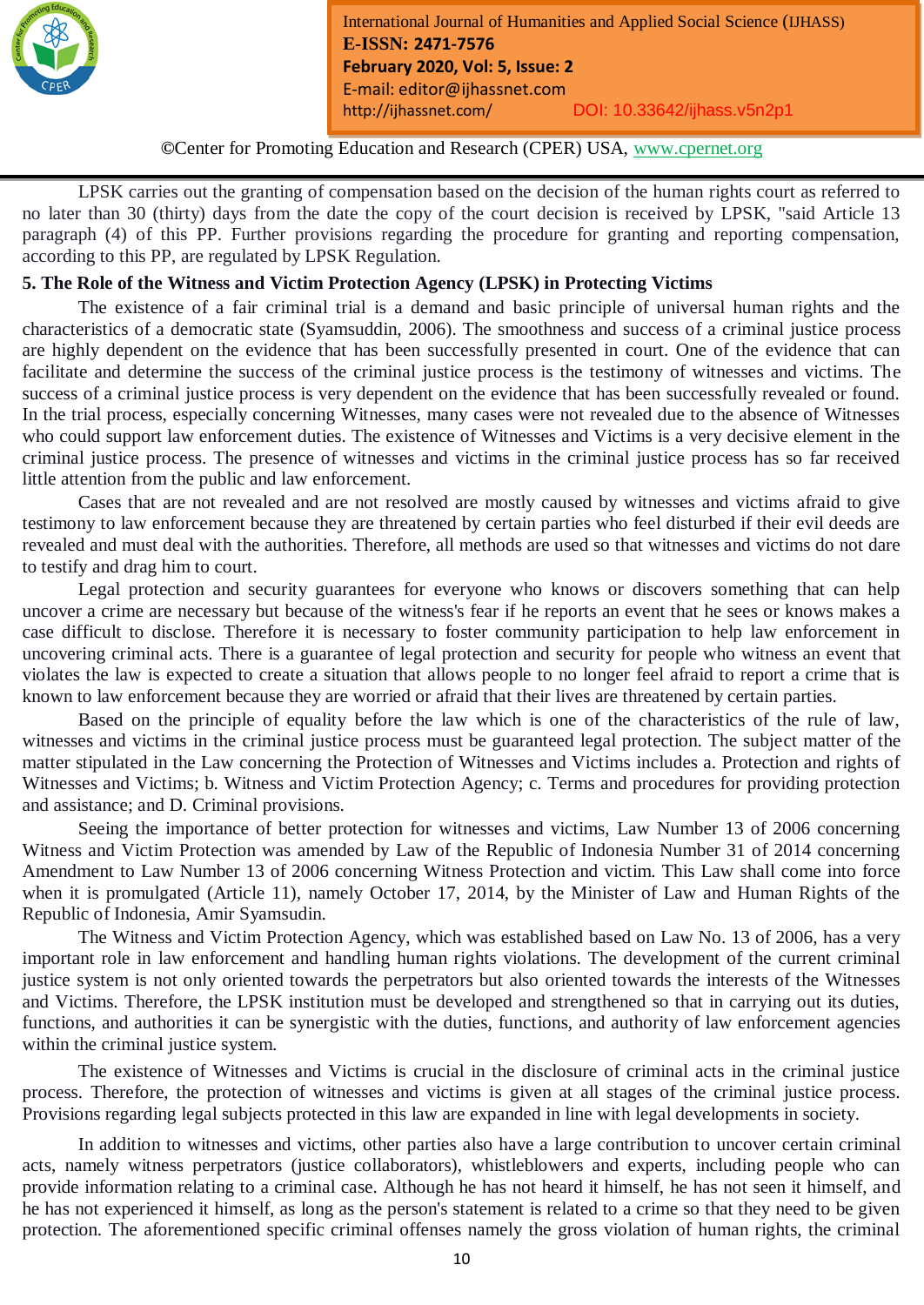LPSK carries out the granting of compensation based on the decision of the human rights court as referred to no later than 30 (thirty) days from the date the copy of the court decision is received by LPSK, "said Article 13 paragraph (4) of this PP. Further provisions regarding the procedure for granting and reporting compensation, according to this PP, are regulated by LPSK Regulation.

## 5. The Role of the Witness and Victim Protection Agency (LPSK) in Protecting Victims

The existence of a fair criminal trial is a demand and basic principle of universal human rights and the characteristics of a democratic state (Syamsuddin, 2006). The smoothness and success of a criminal justice process are highly dependent on the evidence that has been successfully presented in court. One of the evidence that can facilitate and determine the success of the criminal justice process is the testimony of witnesses and victims. The success of a criminal justice process is very dependent on the evidence that has been successfully revealed or found. In the trial process, especially concerning Witnesses, many cases were not revealed due to the absence of Witnesses who could support law enforcement duties. The existence of Witnesses and Victims is a very decisive element in the criminal justice process. The presence of witnesses and victims in the criminal justice process has so far received little attention from the public and law enforcement.

Cases that are not revealed and are not resolved are mostly caused by witnesses and victims afraid to give testimony to law enforcement because they are threatened by certain parties who feel disturbed if their evil deeds are revealed and must deal with the authorities. Therefore, all methods are used so that witnesses and victims do not dare to testify and drag him to court.

Legal protection and security guarantees for everyone who knows or discovers something that can help uncover a crime are necessary but because of the witness's fear if he reports an event that he sees or knows makes a case difficult to disclose. Therefore it is necessary to foster community participation to help law enforcement in uncovering criminal acts. There is a guarantee of legal protection and security for people who witness an event that violates the law is expected to create a situation that allows people to no longer feel afraid to report a crime that is known to law enforcement because they are worried or afraid that their lives are threatened by certain parties.

Based on the principle of equality before the law which is one of the characteristics of the rule of law, witnesses and victims in the criminal justice process must be guaranteed legal protection. The subject matter of the matter stipulated in the Law concerning the Protection of Witnesses and Victims includes a. Protection and rights of Witnesses and Victims; b. Witness and Victim Protection Agency; c. Terms and procedures for providing protection and assistance; and D. Criminal provisions.

Seeing the importance of better protection for witnesses and victims, Law Number 13 of 2006 concerning Witness and Victim Protection was amended by Law of the Republic of Indonesia Number 31 of 2014 concerning Amendment to Law Number 13 of 2006 concerning Witness Protection and victim. This Law shall come into force when it is promulgated (Article 11), namely October 17, 2014, by the Minister of Law and Human Rights of the Republic of Indonesia, Amir Syamsudin.

The Witness and Victim Protection Agency, which was established based on Law No. 13 of 2006, has a very important role in law enforcement and handling human rights violations. The development of the current criminal justice system is not only oriented towards the perpetrators but also oriented towards the interests of the Witnesses and Victims. Therefore, the LPSK institution must be developed and strengthened so that in carrying out its duties, functions, and authorities it can be synergistic with the duties, functions, and authority of law enforcement agencies within the criminal justice system.

The existence of Witnesses and Victims is crucial in the disclosure of criminal acts in the criminal justice process. Therefore, the protection of witnesses and victims is given at all stages of the criminal justice process. Provisions regarding legal subjects protected in this law are expanded in line with legal developments in society.

In addition to witnesses and victims, other parties also have a large contribution to uncover certain criminal acts, namely witness perpetrators (justice collaborators), whistleblowers and experts, including people who can provide information relating to a criminal case. Although he has not heard it himself, he has not seen it himself, and he has not experienced it himself, as long as the person's statement is related to a crime so that they need to be given protection. The aforementioned specific criminal offenses namely the gross violation of human rights, the criminal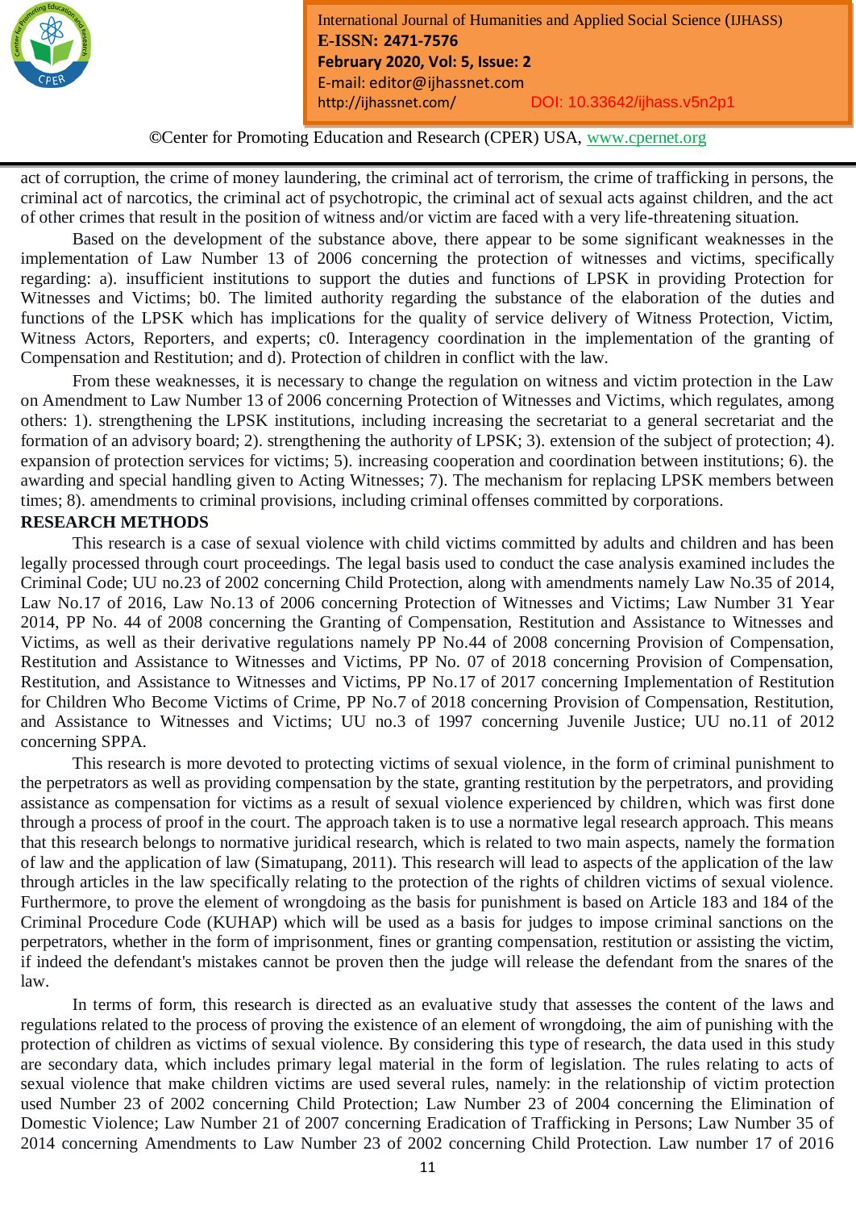act of corruption, the crime of money laundering, the criminal act of terrorism, the crime of trafficking in persons, the criminal act of narcotics, the criminal act of psychotropic, the criminal act of sexual acts against children, and the act of other crimes that result in the position of witness and/or victim are faced with a very life-threatening situation.

Based on the development of the substance above, there appear to be some significant weaknesses in the implementation of Law Number 13 of 2006 concerning the protection of witnesses and victims, specifically regarding: a). insufficient institutions to support the duties and functions of LPSK in providing Protection for Witnesses and Victims; b0. The limited authority regarding the substance of the elaboration of the duties and functions of the LPSK which has implications for the quality of service delivery of Witness Protection, Victim, Witness Actors, Reporters, and experts; c0. Interagency coordination in the implementation of the granting of Compensation and Restitution; and d). Protection of children in conflict with the law.

From these weaknesses, it is necessary to change the regulation on witness and victim protection in the Law on Amendment to Law Number 13 of 2006 concerning Protection of Witnesses and Victims, which regulates, among others: 1). strengthening the LPSK institutions, including increasing the secretariat to a general secretariat and the formation of an advisory board; 2). strengthening the authority of LPSK; 3). extension of the subject of protection; 4). expansion of protection services for victims; 5). increasing cooperation and coordination between institutions; 6). the awarding and special handling given to Acting Witnesses; 7). The mechanism for replacing LPSK members between times; 8). amendments to criminal provisions, including criminal offenses committed by corporations.

**RESEARCH METHODS**

This research is a case of sexual violence with child victims committed by adults and children and has been legally processed through court proceedings. The legal basis used to conduct the case analysis examined includes the Criminal Code; UU no.23 of 2002 concerning Child Protection, along with amendments namely Law No.35 of 2014, Law No.17 of 2016, Law No.13 of 2006 concerning Protection of Witnesses and Victims; Law Number 31 Year 2014, PP No. 44 of 2008 concerning the Granting of Compensation, Restitution and Assistance to Witnesses and Victims, as well as their derivative regulations namely PP No.44 of 2008 concerning Provision of Compensation, Restitution and Assistance to Witnesses and Victims, PP No. 07 of 2018 concerning Provision of Compensation, Restitution, and Assistance to Witnesses and Victims, PP No.17 of 2017 concerning Implementation of Restitution for Children Who Become Victims of Crime, PP No.7 of 2018 concerning Provision of Compensation, Restitution, and Assistance to Witnesses and Victims; UU no.3 of 1997 concerning Juvenile Justice; UU no.11 of 2012 concerning SPPA.

This research is more devoted to protecting victims of sexual violence, in the form of criminal punishment to the perpetrators as well as providing compensation by the state, granting restitution by the perpetrators, and providing assistance as compensation for victims as a result of sexual violence experienced by children, which was first done through a process of proof in the court. The approach taken is to use a normative legal research approach. This means that this research belongs to normative juridical research, which is related to two main aspects, namely the formation of law and the application of law (Simatupang, 2011). This research will lead to aspects of the application of the law through articles in the law specifically relating to the protection of the rights of children victims of sexual violence. Furthermore, to prove the element of wrongdoing as the basis for punishment is based on Article 183 and 184 of the Criminal Procedure Code (KUHAP) which will be used as a basis for judges to impose criminal sanctions on the perpetrators, whether in the form of imprisonment, fines or granting compensation, restitution or assisting the victim, if indeed the defendant's mistakes cannot be proven then the judge will release the defendant from the snares of the law.

In terms of form, this research is directed as an evaluative study that assesses the content of the laws and regulations related to the process of proving the existence of an element of wrongdoing, the aim of punishing with the protection of children as victims of sexual violence. By considering this type of research, the data used in this study are secondary data, which includes primary legal material in the form of legislation. The rules relating to acts of sexual violence that make children victims are used several rules, namely: in the relationship of victim protection used Number 23 of 2002 concerning Child Protection; Law Number 23 of 2004 concerning the Elimination of Domestic Violence; Law Number 21 of 2007 concerning Eradication of Trafficking in Persons; Law Number 35 of 2014 concerning Amendments to Law Number 23 of 2002 concerning Child Protection. Law number 17 of 2016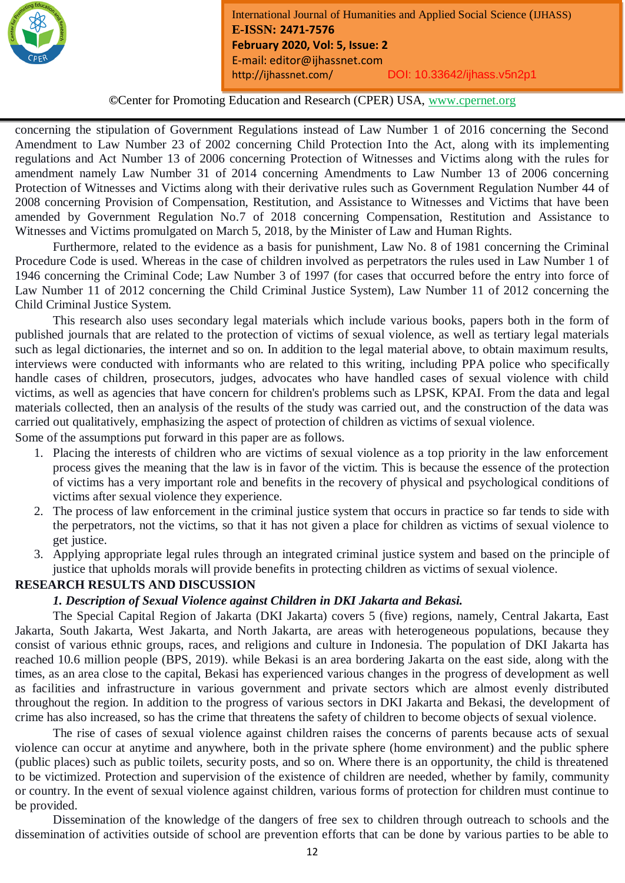concerning the stipulation of Government Regulations instead of Law Number 1 of 2016 concerning the Second Amendment to Law Number 23 of 2002 concerning Child Protection Into the Act, along with its implementing regulations and Act Number 13 of 2006 concerning Protection of Witnesses and Victims along with the rules for amendment namely Law Number 31 of 2014 concerning Amendments to Law Number 13 of 2006 concerning Protection of Witnesses and Victims along with their derivative rules such as Government Regulation Number 44 of 2008 concerning Provision of Compensation, Restitution, and Assistance to Witnesses and Victims that have been amended by Government Regulation No.7 of 2018 concerning Compensation, Restitution and Assistance to Witnesses and Victims promulgated on March 5, 2018, by the Minister of Law and Human Rights.

Furthermore, related to the evidence as a basis for punishment, Law No. 8 of 1981 concerning the Criminal Procedure Code is used. Whereas in the case of children involved as perpetrators the rules used in Law Number 1 of 1946 concerning the Criminal Code; Law Number 3 of 1997 (for cases that occurred before the entry into force of Law Number 11 of 2012 concerning the Child Criminal Justice System), Law Number 11 of 2012 concerning the Child Criminal Justice System.

This research also uses secondary legal materials which include various books, papers both in the form of published journals that are related to the protection of victims of sexual violence, as well as tertiary legal materials such as legal dictionaries, the internet and so on. In addition to the legal material above, to obtain maximum results, interviews were conducted with informants who are related to this writing, including PPA police who specifically handle cases of children, prosecutors, judges, advocates who have handled cases of sexual violence with child victims, as well as agencies that have concern for children's problems such as LPSK, KPAI. From the data and legal materials collected, then an analysis of the results of the study was carried out, and the construction of the data was carried out qualitatively, emphasizing the aspect of protection of children as victims of sexual violence.

Some of the assumptions put forward in this paper are as follows.

1. Placing the interests of children who are victims of sexual violence as a top priority in the law enforcement process gives the meaning that the law is in favor of the victim. This is because the essence of the protection of victims has a very important role and benefits in the recovery of physical and psychological conditions of victims after sexual violence they experience.
2. The process of law enforcement in the criminal justice system that occurs in practice so far tends to side with the perpetrators, not the victims, so that it has not given a place for children as victims of sexual violence to get justice.
3. Applying appropriate legal rules through an integrated criminal justice system and based on the principle of justice that upholds morals will provide benefits in protecting children as victims of sexual violence.

## RESEARCH RESULTS AND DISCUSSION

### *1. Description of Sexual Violence against Children in DKI Jakarta and Bekasi.*

The Special Capital Region of Jakarta (DKI Jakarta) covers 5 (five) regions, namely, Central Jakarta, East Jakarta, South Jakarta, West Jakarta, and North Jakarta, are areas with heterogeneous populations, because they consist of various ethnic groups, races, and religions and culture in Indonesia. The population of DKI Jakarta has reached 10.6 million people (BPS, 2019). while Bekasi is an area bordering Jakarta on the east side, along with the times, as an area close to the capital, Bekasi has experienced various changes in the progress of development as well as facilities and infrastructure in various government and private sectors which are almost evenly distributed throughout the region. In addition to the progress of various sectors in DKI Jakarta and Bekasi, the development of crime has also increased, so has the crime that threatens the safety of children to become objects of sexual violence.

The rise of cases of sexual violence against children raises the concerns of parents because acts of sexual violence can occur at anytime and anywhere, both in the private sphere (home environment) and the public sphere (public places) such as public toilets, security posts, and so on. Where there is an opportunity, the child is threatened to be victimized. Protection and supervision of the existence of children are needed, whether by family, community or country. In the event of sexual violence against children, various forms of protection for children must continue to be provided.

Dissemination of the knowledge of the dangers of free sex to children through outreach to schools and the dissemination of activities outside of school are prevention efforts that can be done by various parties to be able to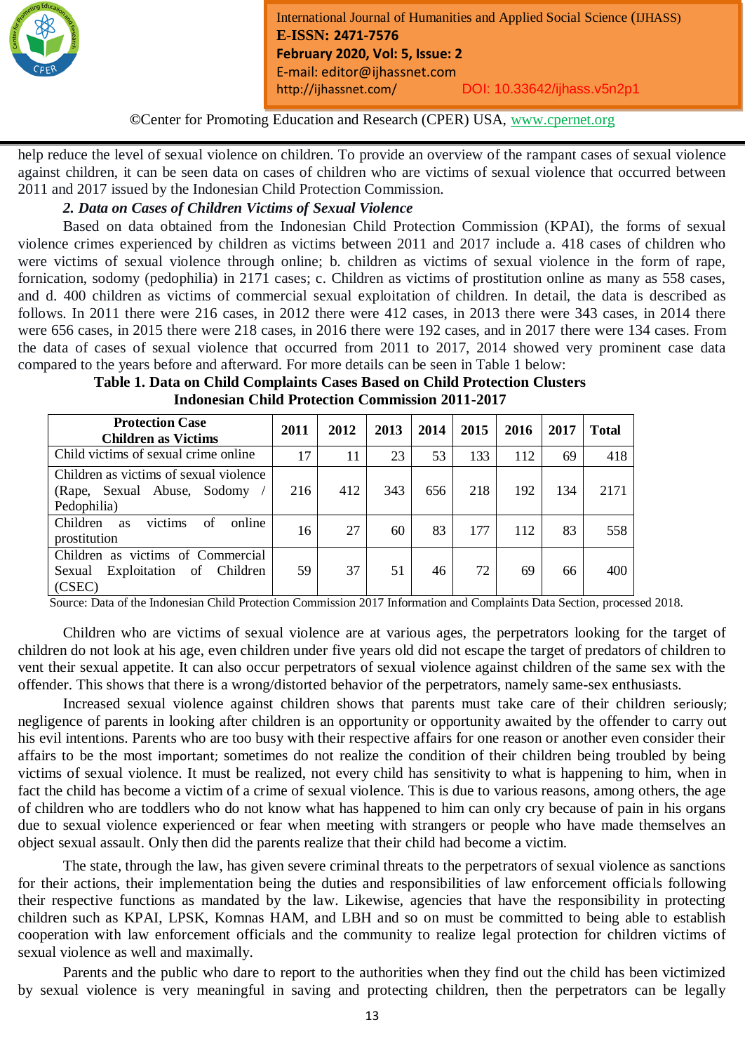help reduce the level of sexual violence on children. To provide an overview of the rampant cases of sexual violence against children, it can be seen data on cases of children who are victims of sexual violence that occurred between 2011 and 2017 issued by the Indonesian Child Protection Commission.

### *2. Data on Cases of Children Victims of Sexual Violence*

Based on data obtained from the Indonesian Child Protection Commission (KPAI), the forms of sexual violence crimes experienced by children as victims between 2011 and 2017 include a. 418 cases of children who were victims of sexual violence through online; b. children as victims of sexual violence in the form of rape, fornication, sodomy (pedophilia) in 2171 cases; c. Children as victims of prostitution online as many as 558 cases, and d. 400 children as victims of commercial sexual exploitation of children. In detail, the data is described as follows. In 2011 there were 216 cases, in 2012 there were 412 cases, in 2013 there were 343 cases, in 2014 there were 656 cases, in 2015 there were 218 cases, in 2016 there were 192 cases, and in 2017 there were 134 cases. From the data of cases of sexual violence that occurred from 2011 to 2017, 2014 showed very prominent case data compared to the years before and afterward. For more details can be seen in Table 1 below:

**Table 1. Data on Child Complaints Cases Based on Child Protection Clusters Indonesian Child Protection Commission 2011-2017**

| Protection Case Children as Victims | 2011 | 2012 | 2013 | 2014 | 2015 | 2016 | 2017 | Total |
|---|---|---|---|---|---|---|---|---|
| Child victims of sexual crime online | 17 | 11 | 23 | 53 | 133 | 112 | 69 | 418 |
| Children as victims of sexual violence (Rape, Sexual Abuse, Sodomy / Pedophilia) | 216 | 412 | 343 | 656 | 218 | 192 | 134 | 2171 |
| Children as victims of online prostitution | 16 | 27 | 60 | 83 | 177 | 112 | 83 | 558 |
| Children as victims of Commercial Sexual Exploitation of Children (CSEC) | 59 | 37 | 51 | 46 | 72 | 69 | 66 | 400 |

Source: Data of the Indonesian Child Protection Commission 2017 Information and Complaints Data Section, processed 2018.

Children who are victims of sexual violence are at various ages, the perpetrators looking for the target of children do not look at his age, even children under five years old did not escape the target of predators of children to vent their sexual appetite. It can also occur perpetrators of sexual violence against children of the same sex with the offender. This shows that there is a wrong/distorted behavior of the perpetrators, namely same-sex enthusiasts.

Increased sexual violence against children shows that parents must take care of their children seriously; negligence of parents in looking after children is an opportunity or opportunity awaited by the offender to carry out his evil intentions. Parents who are too busy with their respective affairs for one reason or another even consider their affairs to be the most important; sometimes do not realize the condition of their children being troubled by being victims of sexual violence. It must be realized, not every child has sensitivity to what is happening to him, when in fact the child has become a victim of a crime of sexual violence. This is due to various reasons, among others, the age of children who are toddlers who do not know what has happened to him can only cry because of pain in his organs due to sexual violence experienced or fear when meeting with strangers or people who have made themselves an object sexual assault. Only then did the parents realize that their child had become a victim.

The state, through the law, has given severe criminal threats to the perpetrators of sexual violence as sanctions for their actions, their implementation being the duties and responsibilities of law enforcement officials following their respective functions as mandated by the law. Likewise, agencies that have the responsibility in protecting children such as KPAI, LPSK, Komnas HAM, and LBH and so on must be committed to being able to establish cooperation with law enforcement officials and the community to realize legal protection for children victims of sexual violence as well and maximally.

Parents and the public who dare to report to the authorities when they find out the child has been victimized by sexual violence is very meaningful in saving and protecting children, then the perpetrators can be legally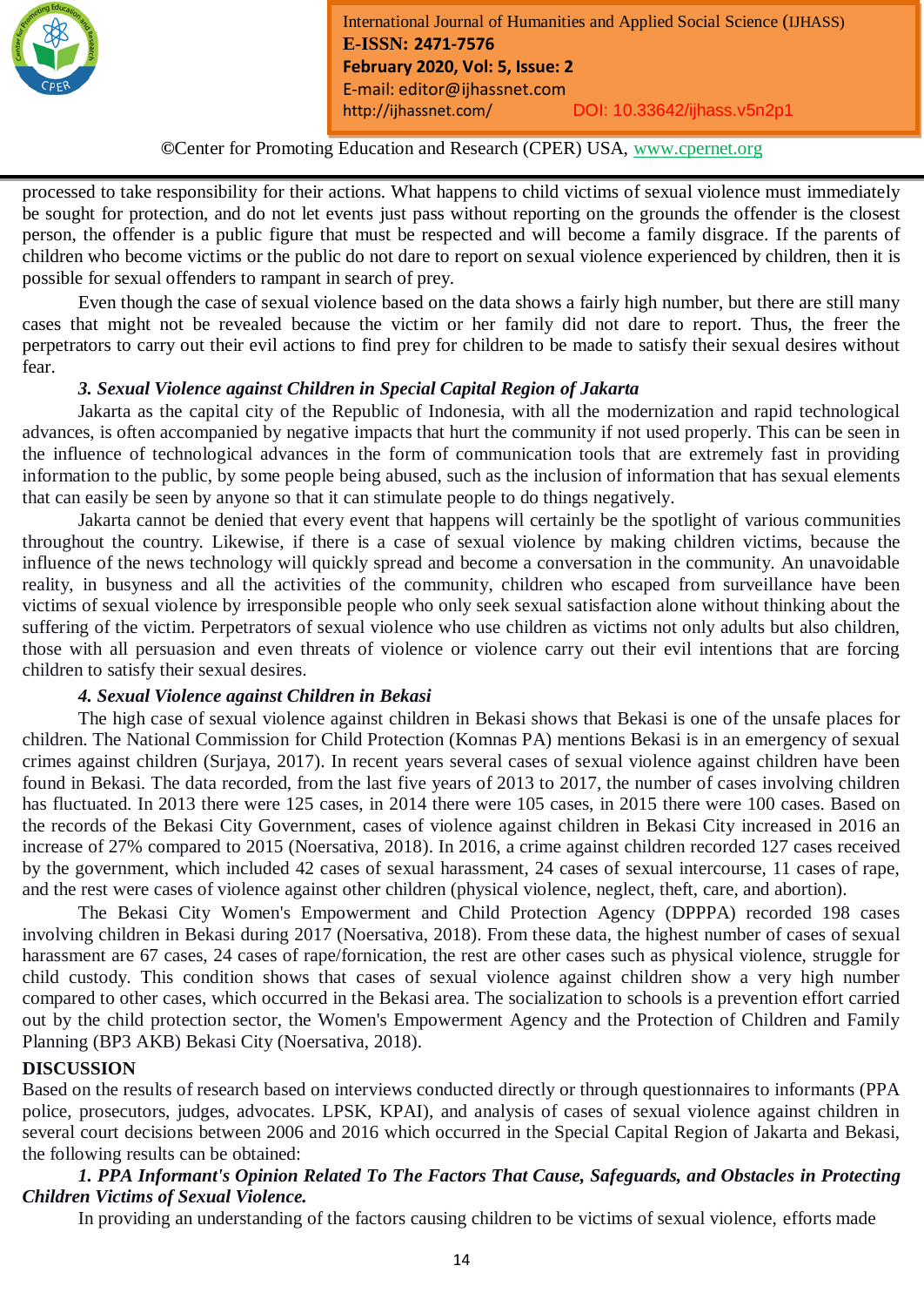processed to take responsibility for their actions. What happens to child victims of sexual violence must immediately be sought for protection, and do not let events just pass without reporting on the grounds the offender is the closest person, the offender is a public figure that must be respected and will become a family disgrace. If the parents of children who become victims or the public do not dare to report on sexual violence experienced by children, then it is possible for sexual offenders to rampant in search of prey.

Even though the case of sexual violence based on the data shows a fairly high number, but there are still many cases that might not be revealed because the victim or her family did not dare to report. Thus, the freer the perpetrators to carry out their evil actions to find prey for children to be made to satisfy their sexual desires without fear.

***3. Sexual Violence against Children in Special Capital Region of Jakarta***

Jakarta as the capital city of the Republic of Indonesia, with all the modernization and rapid technological advances, is often accompanied by negative impacts that hurt the community if not used properly. This can be seen in the influence of technological advances in the form of communication tools that are extremely fast in providing information to the public, by some people being abused, such as the inclusion of information that has sexual elements that can easily be seen by anyone so that it can stimulate people to do things negatively.

Jakarta cannot be denied that every event that happens will certainly be the spotlight of various communities throughout the country. Likewise, if there is a case of sexual violence by making children victims, because the influence of the news technology will quickly spread and become a conversation in the community. An unavoidable reality, in busyness and all the activities of the community, children who escaped from surveillance have been victims of sexual violence by irresponsible people who only seek sexual satisfaction alone without thinking about the suffering of the victim. Perpetrators of sexual violence who use children as victims not only adults but also children, those with all persuasion and even threats of violence or violence carry out their evil intentions that are forcing children to satisfy their sexual desires.

***4. Sexual Violence against Children in Bekasi***

The high case of sexual violence against children in Bekasi shows that Bekasi is one of the unsafe places for children. The National Commission for Child Protection (Komnas PA) mentions Bekasi is in an emergency of sexual crimes against children (Surjaya, 2017). In recent years several cases of sexual violence against children have been found in Bekasi. The data recorded, from the last five years of 2013 to 2017, the number of cases involving children has fluctuated. In 2013 there were 125 cases, in 2014 there were 105 cases, in 2015 there were 100 cases. Based on the records of the Bekasi City Government, cases of violence against children in Bekasi City increased in 2016 an increase of 27% compared to 2015 (Noersativa, 2018). In 2016, a crime against children recorded 127 cases received by the government, which included 42 cases of sexual harassment, 24 cases of sexual intercourse, 11 cases of rape, and the rest were cases of violence against other children (physical violence, neglect, theft, care, and abortion).

The Bekasi City Women's Empowerment and Child Protection Agency (DPPPA) recorded 198 cases involving children in Bekasi during 2017 (Noersativa, 2018). From these data, the highest number of cases of sexual harassment are 67 cases, 24 cases of rape/fornication, the rest are other cases such as physical violence, struggle for child custody. This condition shows that cases of sexual violence against children show a very high number compared to other cases, which occurred in the Bekasi area. The socialization to schools is a prevention effort carried out by the child protection sector, the Women's Empowerment Agency and the Protection of Children and Family Planning (BP3 AKB) Bekasi City (Noersativa, 2018).

## DISCUSSION

Based on the results of research based on interviews conducted directly or through questionnaires to informants (PPA police, prosecutors, judges, advocates. LPSK, KPAI), and analysis of cases of sexual violence against children in several court decisions between 2006 and 2016 which occurred in the Special Capital Region of Jakarta and Bekasi, the following results can be obtained:

***1. PPA Informant's Opinion Related To The Factors That Cause, Safeguards, and Obstacles in Protecting Children Victims of Sexual Violence.***

In providing an understanding of the factors causing children to be victims of sexual violence, efforts made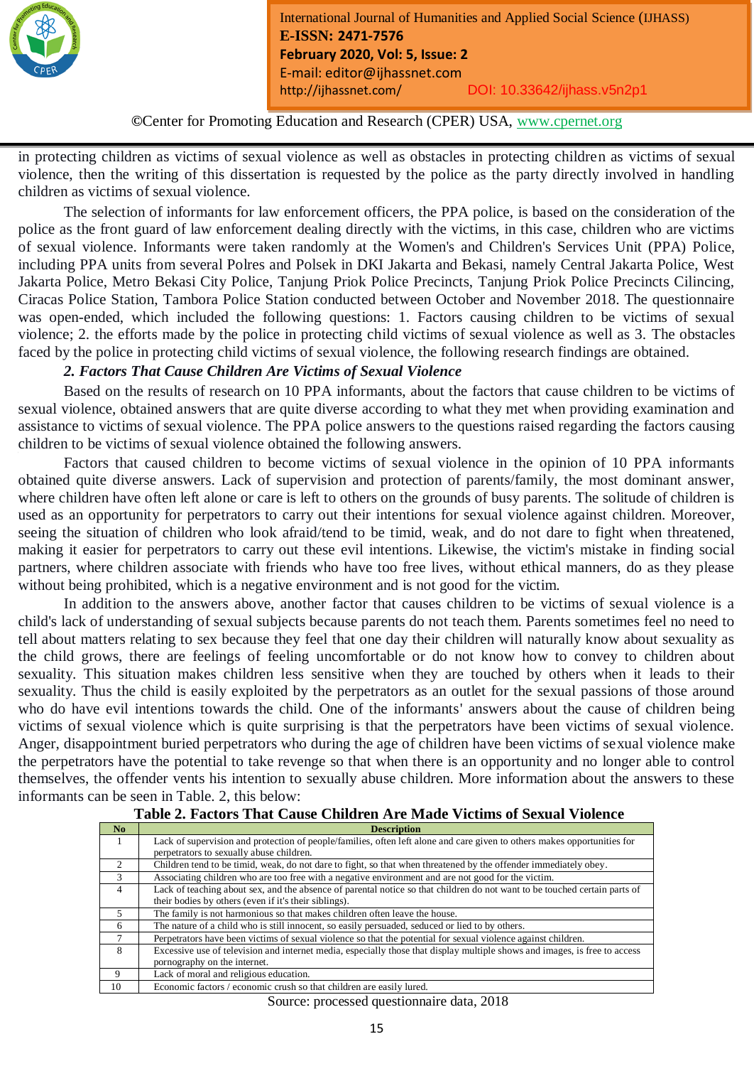in protecting children as victims of sexual violence as well as obstacles in protecting children as victims of sexual violence, then the writing of this dissertation is requested by the police as the party directly involved in handling children as victims of sexual violence.

The selection of informants for law enforcement officers, the PPA police, is based on the consideration of the police as the front guard of law enforcement dealing directly with the victims, in this case, children who are victims of sexual violence. Informants were taken randomly at the Women's and Children's Services Unit (PPA) Police, including PPA units from several Polres and Polsek in DKI Jakarta and Bekasi, namely Central Jakarta Police, West Jakarta Police, Metro Bekasi City Police, Tanjung Priok Police Precincts, Tanjung Priok Police Precincts Cilincing, Ciracas Police Station, Tambora Police Station conducted between October and November 2018. The questionnaire was open-ended, which included the following questions: 1. Factors causing children to be victims of sexual violence; 2. the efforts made by the police in protecting child victims of sexual violence as well as 3. The obstacles faced by the police in protecting child victims of sexual violence, the following research findings are obtained.

### *2. Factors That Cause Children Are Victims of Sexual Violence*

Based on the results of research on 10 PPA informants, about the factors that cause children to be victims of sexual violence, obtained answers that are quite diverse according to what they met when providing examination and assistance to victims of sexual violence. The PPA police answers to the questions raised regarding the factors causing children to be victims of sexual violence obtained the following answers.

Factors that caused children to become victims of sexual violence in the opinion of 10 PPA informants obtained quite diverse answers. Lack of supervision and protection of parents/family, the most dominant answer, where children have often left alone or care is left to others on the grounds of busy parents. The solitude of children is used as an opportunity for perpetrators to carry out their intentions for sexual violence against children. Moreover, seeing the situation of children who look afraid/tend to be timid, weak, and do not dare to fight when threatened, making it easier for perpetrators to carry out these evil intentions. Likewise, the victim's mistake in finding social partners, where children associate with friends who have too free lives, without ethical manners, do as they please without being prohibited, which is a negative environment and is not good for the victim.

In addition to the answers above, another factor that causes children to be victims of sexual violence is a child's lack of understanding of sexual subjects because parents do not teach them. Parents sometimes feel no need to tell about matters relating to sex because they feel that one day their children will naturally know about sexuality as the child grows, there are feelings of feeling uncomfortable or do not know how to convey to children about sexuality. This situation makes children less sensitive when they are touched by others when it leads to their sexuality. Thus the child is easily exploited by the perpetrators as an outlet for the sexual passions of those around who do have evil intentions towards the child. One of the informants' answers about the cause of children being victims of sexual violence which is quite surprising is that the perpetrators have been victims of sexual violence. Anger, disappointment buried perpetrators who during the age of children have been victims of sexual violence make the perpetrators have the potential to take revenge so that when there is an opportunity and no longer able to control themselves, the offender vents his intention to sexually abuse children. More information about the answers to these informants can be seen in Table. 2, this below:

**Table 2. Factors That Cause Children Are Made Victims of Sexual Violence**

| No | Description |
|---|---|
| 1 | Lack of supervision and protection of people/families, often left alone and care given to others makes opportunities for perpetrators to sexually abuse children. |
| 2 | Children tend to be timid, weak, do not dare to fight, so that when threatened by the offender immediately obey. |
| 3 | Associating children who are too free with a negative environment and are not good for the victim. |
| 4 | Lack of teaching about sex, and the absence of parental notice so that children do not want to be touched certain parts of their bodies by others (even if it's their siblings). |
| 5 | The family is not harmonious so that makes children often leave the house. |
| 6 | The nature of a child who is still innocent, so easily persuaded, seduced or lied to by others. |
| 7 | Perpetrators have been victims of sexual violence so that the potential for sexual violence against children. |
| 8 | Excessive use of television and internet media, especially those that display multiple shows and images, is free to access pornography on the internet. |
| 9 | Lack of moral and religious education. |
| 10 | Economic factors / economic crush so that children are easily lured. |

Source: processed questionnaire data, 2018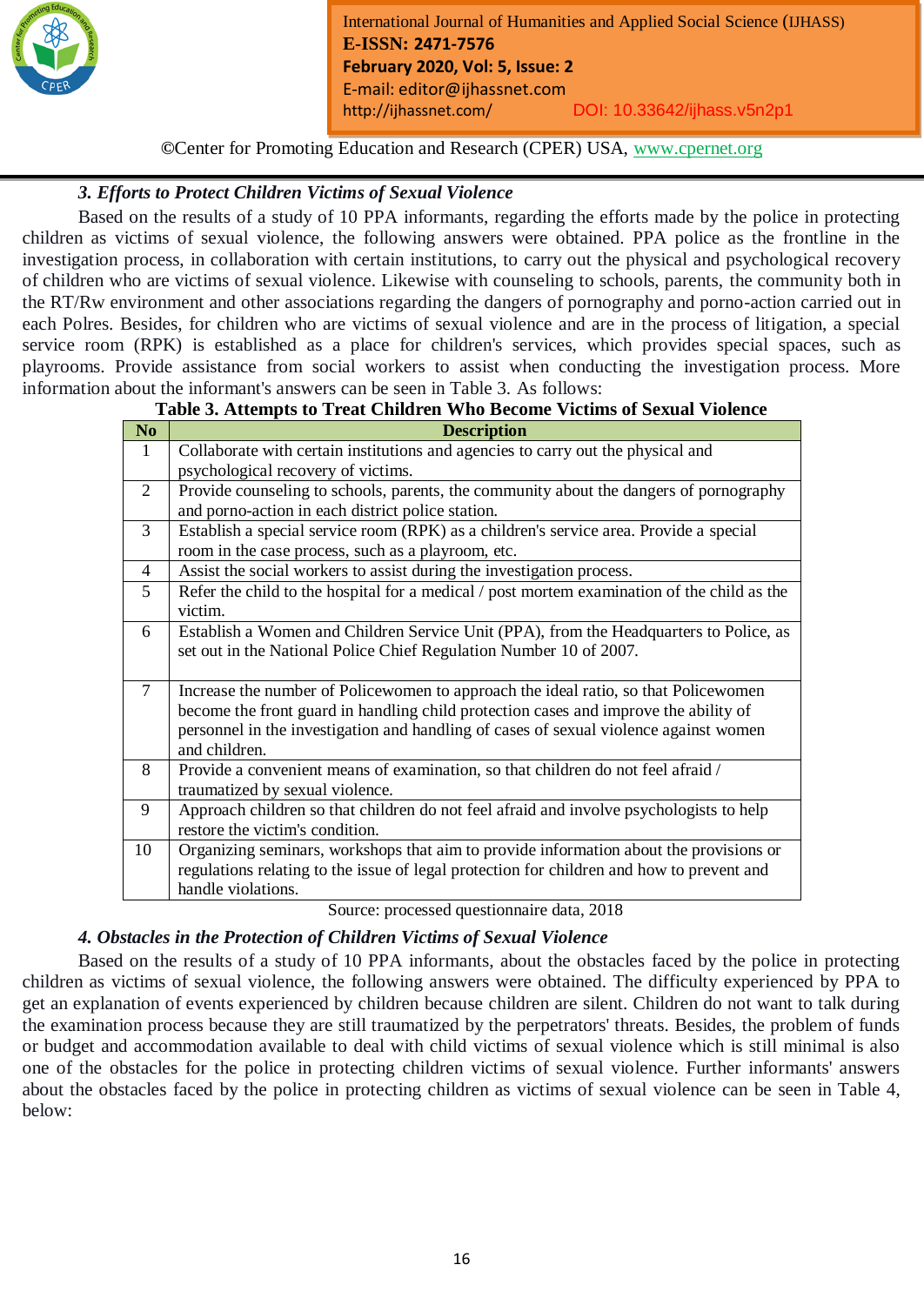### *3. Efforts to Protect Children Victims of Sexual Violence*

Based on the results of a study of 10 PPA informants, regarding the efforts made by the police in protecting children as victims of sexual violence, the following answers were obtained. PPA police as the frontline in the investigation process, in collaboration with certain institutions, to carry out the physical and psychological recovery of children who are victims of sexual violence. Likewise with counseling to schools, parents, the community both in the RT/Rw environment and other associations regarding the dangers of pornography and porno-action carried out in each Polres. Besides, for children who are victims of sexual violence and are in the process of litigation, a special service room (RPK) is established as a place for children's services, which provides special spaces, such as playrooms. Provide assistance from social workers to assist when conducting the investigation process. More information about the informant's answers can be seen in Table 3. As follows:

**Table 3. Attempts to Treat Children Who Become Victims of Sexual Violence**

| No | Description |
|---|---|
| 1 | Collaborate with certain institutions and agencies to carry out the physical and psychological recovery of victims. |
| 2 | Provide counseling to schools, parents, the community about the dangers of pornography and porno-action in each district police station. |
| 3 | Establish a special service room (RPK) as a children's service area. Provide a special room in the case process, such as a playroom, etc. |
| 4 | Assist the social workers to assist during the investigation process. |
| 5 | Refer the child to the hospital for a medical / post mortem examination of the child as the victim. |
| 6 | Establish a Women and Children Service Unit (PPA), from the Headquarters to Police, as set out in the National Police Chief Regulation Number 10 of 2007. |
| 7 | Increase the number of Policewomen to approach the ideal ratio, so that Policewomen become the front guard in handling child protection cases and improve the ability of personnel in the investigation and handling of cases of sexual violence against women and children. |
| 8 | Provide a convenient means of examination, so that children do not feel afraid / traumatized by sexual violence. |
| 9 | Approach children so that children do not feel afraid and involve psychologists to help restore the victim's condition. |
| 10 | Organizing seminars, workshops that aim to provide information about the provisions or regulations relating to the issue of legal protection for children and how to prevent and handle violations. |

Source: processed questionnaire data, 2018

### *4. Obstacles in the Protection of Children Victims of Sexual Violence*

Based on the results of a study of 10 PPA informants, about the obstacles faced by the police in protecting children as victims of sexual violence, the following answers were obtained. The difficulty experienced by PPA to get an explanation of events experienced by children because children are silent. Children do not want to talk during the examination process because they are still traumatized by the perpetrators' threats. Besides, the problem of funds or budget and accommodation available to deal with child victims of sexual violence which is still minimal is also one of the obstacles for the police in protecting children victims of sexual violence. Further informants' answers about the obstacles faced by the police in protecting children as victims of sexual violence can be seen in Table 4, below: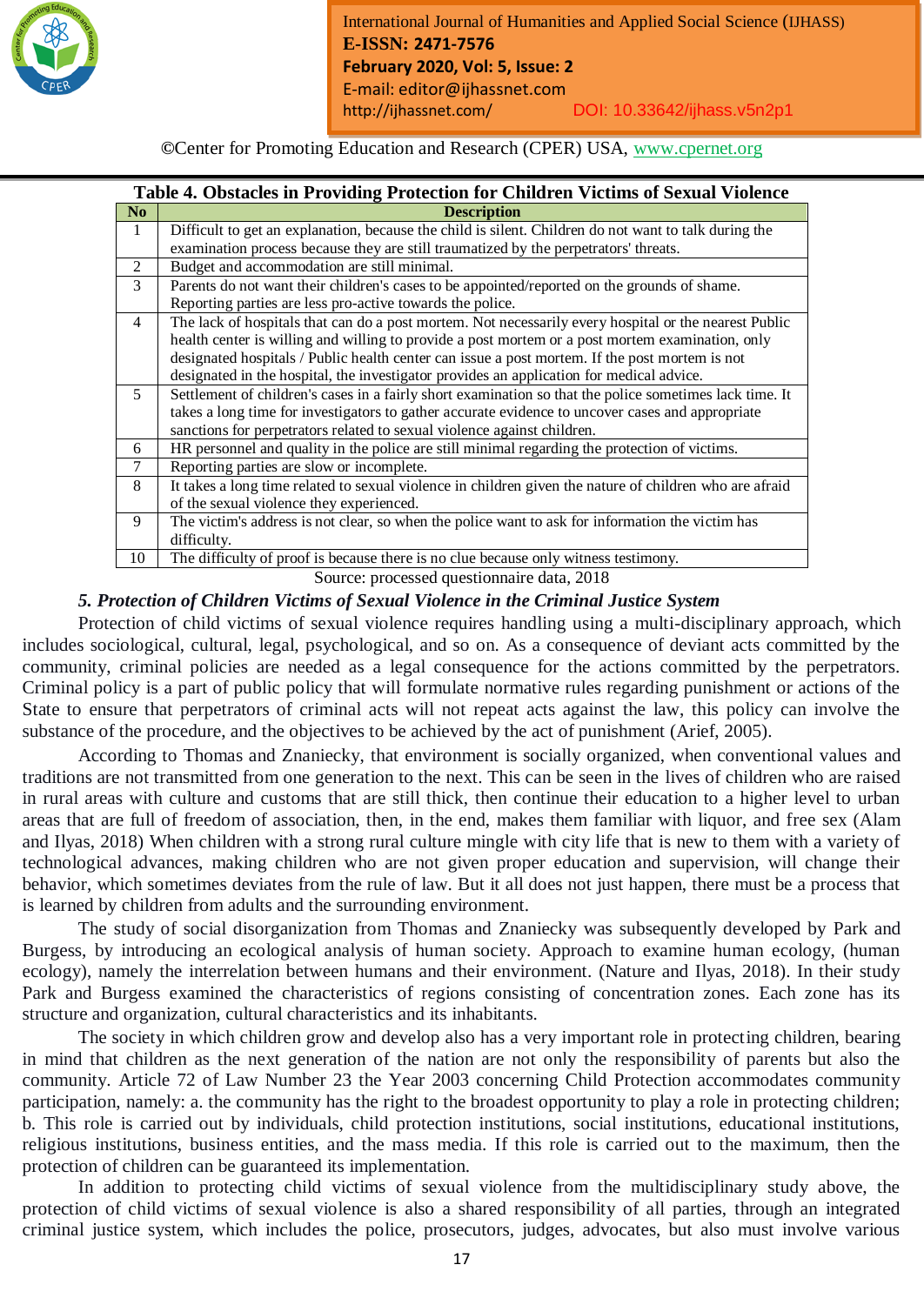**Table 4. Obstacles in Providing Protection for Children Victims of Sexual Violence**

| No | Description |
|---|---|
| 1 | Difficult to get an explanation, because the child is silent. Children do not want to talk during the examination process because they are still traumatized by the perpetrators' threats. |
| 2 | Budget and accommodation are still minimal. |
| 3 | Parents do not want their children's cases to be appointed/reported on the grounds of shame. Reporting parties are less pro-active towards the police. |
| 4 | The lack of hospitals that can do a post mortem. Not necessarily every hospital or the nearest Public health center is willing and willing to provide a post mortem or a post mortem examination, only designated hospitals / Public health center can issue a post mortem. If the post mortem is not designated in the hospital, the investigator provides an application for medical advice. |
| 5 | Settlement of children's cases in a fairly short examination so that the police sometimes lack time. It takes a long time for investigators to gather accurate evidence to uncover cases and appropriate sanctions for perpetrators related to sexual violence against children. |
| 6 | HR personnel and quality in the police are still minimal regarding the protection of victims. |
| 7 | Reporting parties are slow or incomplete. |
| 8 | It takes a long time related to sexual violence in children given the nature of children who are afraid of the sexual violence they experienced. |
| 9 | The victim's address is not clear, so when the police want to ask for information the victim has difficulty. |
| 10 | The difficulty of proof is because there is no clue because only witness testimony. |

Source: processed questionnaire data, 2018

### *5. Protection of Children Victims of Sexual Violence in the Criminal Justice System*

Protection of child victims of sexual violence requires handling using a multi-disciplinary approach, which includes sociological, cultural, legal, psychological, and so on. As a consequence of deviant acts committed by the community, criminal policies are needed as a legal consequence for the actions committed by the perpetrators. Criminal policy is a part of public policy that will formulate normative rules regarding punishment or actions of the State to ensure that perpetrators of criminal acts will not repeat acts against the law, this policy can involve the substance of the procedure, and the objectives to be achieved by the act of punishment (Arief, 2005).

According to Thomas and Znaniecky, that environment is socially organized, when conventional values and traditions are not transmitted from one generation to the next. This can be seen in the lives of children who are raised in rural areas with culture and customs that are still thick, then continue their education to a higher level to urban areas that are full of freedom of association, then, in the end, makes them familiar with liquor, and free sex (Alam and Ilyas, 2018) When children with a strong rural culture mingle with city life that is new to them with a variety of technological advances, making children who are not given proper education and supervision, will change their behavior, which sometimes deviates from the rule of law. But it all does not just happen, there must be a process that is learned by children from adults and the surrounding environment.

The study of social disorganization from Thomas and Znaniecky was subsequently developed by Park and Burgess, by introducing an ecological analysis of human society. Approach to examine human ecology, (human ecology), namely the interrelation between humans and their environment. (Nature and Ilyas, 2018). In their study Park and Burgess examined the characteristics of regions consisting of concentration zones. Each zone has its structure and organization, cultural characteristics and its inhabitants.

The society in which children grow and develop also has a very important role in protecting children, bearing in mind that children as the next generation of the nation are not only the responsibility of parents but also the community. Article 72 of Law Number 23 the Year 2003 concerning Child Protection accommodates community participation, namely: a. the community has the right to the broadest opportunity to play a role in protecting children; b. This role is carried out by individuals, child protection institutions, social institutions, educational institutions, religious institutions, business entities, and the mass media. If this role is carried out to the maximum, then the protection of children can be guaranteed its implementation.

In addition to protecting child victims of sexual violence from the multidisciplinary study above, the protection of child victims of sexual violence is also a shared responsibility of all parties, through an integrated criminal justice system, which includes the police, prosecutors, judges, advocates, but also must involve various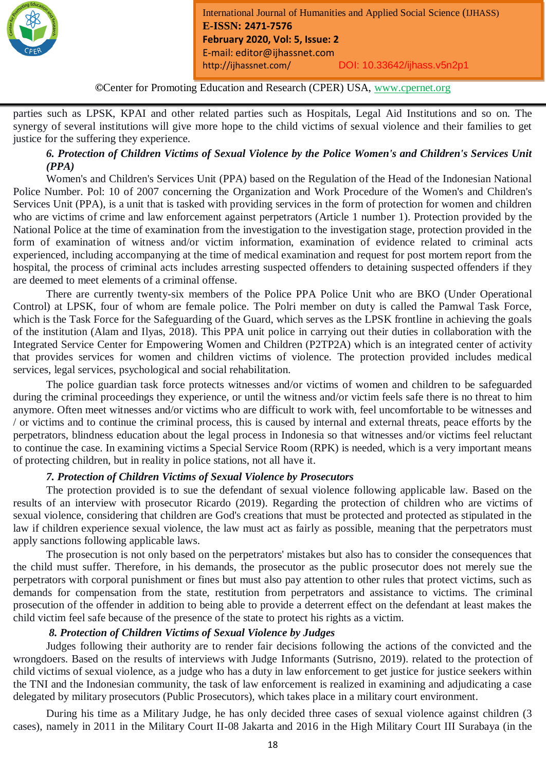parties such as LPSK, KPAI and other related parties such as Hospitals, Legal Aid Institutions and so on. The synergy of several institutions will give more hope to the child victims of sexual violence and their families to get justice for the suffering they experience.

***6. Protection of Children Victims of Sexual Violence by the Police Women's and Children's Services Unit (PPA)***

Women's and Children's Services Unit (PPA) based on the Regulation of the Head of the Indonesian National Police Number. Pol: 10 of 2007 concerning the Organization and Work Procedure of the Women's and Children's Services Unit (PPA), is a unit that is tasked with providing services in the form of protection for women and children who are victims of crime and law enforcement against perpetrators (Article 1 number 1). Protection provided by the National Police at the time of examination from the investigation to the investigation stage, protection provided in the form of examination of witness and/or victim information, examination of evidence related to criminal acts experienced, including accompanying at the time of medical examination and request for post mortem report from the hospital, the process of criminal acts includes arresting suspected offenders to detaining suspected offenders if they are deemed to meet elements of a criminal offense.

There are currently twenty-six members of the Police PPA Police Unit who are BKO (Under Operational Control) at LPSK, four of whom are female police. The Polri member on duty is called the Pamwal Task Force, which is the Task Force for the Safeguarding of the Guard, which serves as the LPSK frontline in achieving the goals of the institution (Alam and Ilyas, 2018). This PPA unit police in carrying out their duties in collaboration with the Integrated Service Center for Empowering Women and Children (P2TP2A) which is an integrated center of activity that provides services for women and children victims of violence. The protection provided includes medical services, legal services, psychological and social rehabilitation.

The police guardian task force protects witnesses and/or victims of women and children to be safeguarded during the criminal proceedings they experience, or until the witness and/or victim feels safe there is no threat to him anymore. Often meet witnesses and/or victims who are difficult to work with, feel uncomfortable to be witnesses and / or victims and to continue the criminal process, this is caused by internal and external threats, peace efforts by the perpetrators, blindness education about the legal process in Indonesia so that witnesses and/or victims feel reluctant to continue the case. In examining victims a Special Service Room (RPK) is needed, which is a very important means of protecting children, but in reality in police stations, not all have it.

***7. Protection of Children Victims of Sexual Violence by Prosecutors***

The protection provided is to sue the defendant of sexual violence following applicable law. Based on the results of an interview with prosecutor Ricardo (2019). Regarding the protection of children who are victims of sexual violence, considering that children are God's creations that must be protected and protected as stipulated in the law if children experience sexual violence, the law must act as fairly as possible, meaning that the perpetrators must apply sanctions following applicable laws.

The prosecution is not only based on the perpetrators' mistakes but also has to consider the consequences that the child must suffer. Therefore, in his demands, the prosecutor as the public prosecutor does not merely sue the perpetrators with corporal punishment or fines but must also pay attention to other rules that protect victims, such as demands for compensation from the state, restitution from perpetrators and assistance to victims. The criminal prosecution of the offender in addition to being able to provide a deterrent effect on the defendant at least makes the child victim feel safe because of the presence of the state to protect his rights as a victim.

***8. Protection of Children Victims of Sexual Violence by Judges***

Judges following their authority are to render fair decisions following the actions of the convicted and the wrongdoers. Based on the results of interviews with Judge Informants (Sutrisno, 2019). related to the protection of child victims of sexual violence, as a judge who has a duty in law enforcement to get justice for justice seekers within the TNI and the Indonesian community, the task of law enforcement is realized in examining and adjudicating a case delegated by military prosecutors (Public Prosecutors), which takes place in a military court environment.

During his time as a Military Judge, he has only decided three cases of sexual violence against children (3 cases), namely in 2011 in the Military Court II-08 Jakarta and 2016 in the High Military Court III Surabaya (in the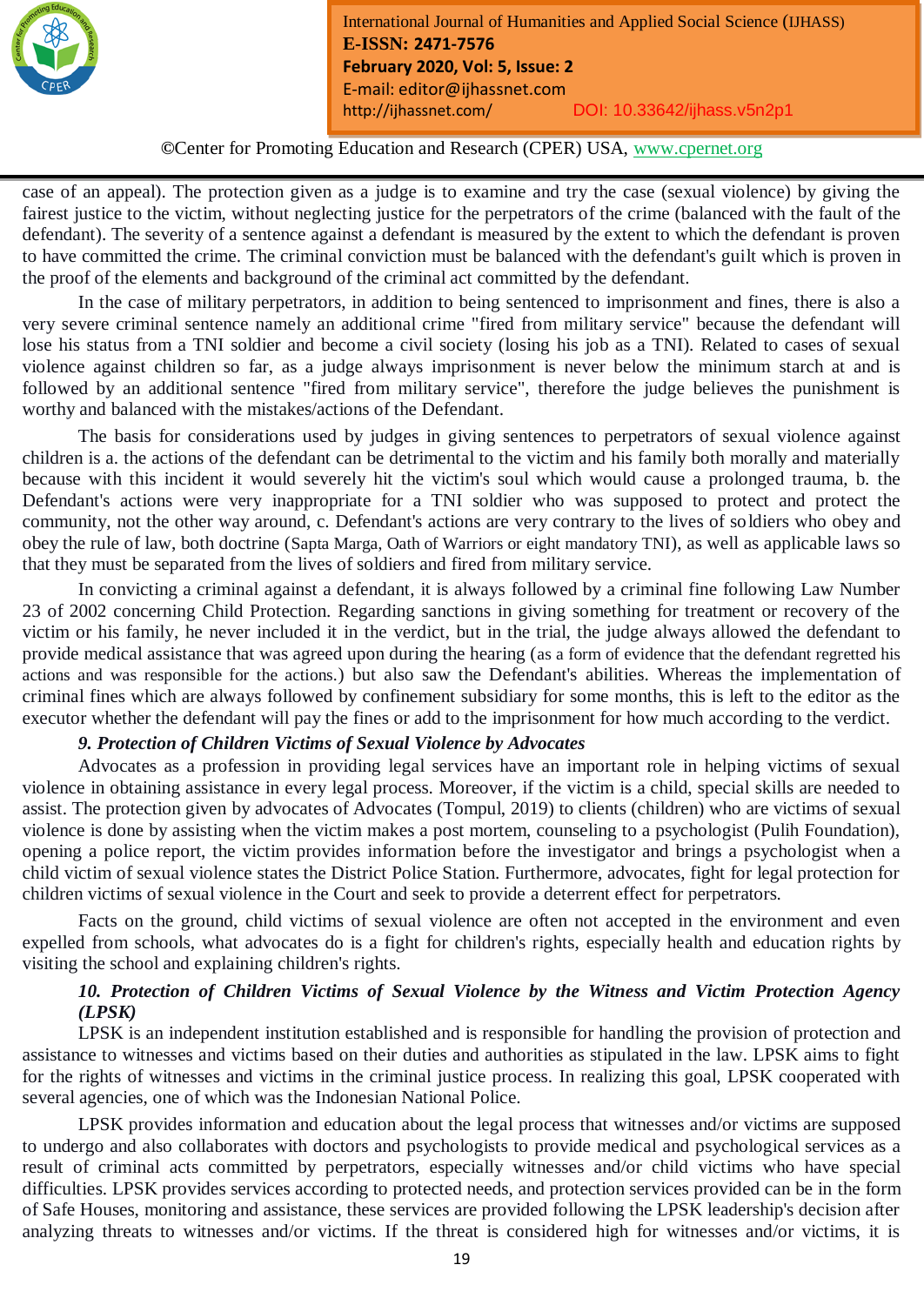case of an appeal). The protection given as a judge is to examine and try the case (sexual violence) by giving the fairest justice to the victim, without neglecting justice for the perpetrators of the crime (balanced with the fault of the defendant). The severity of a sentence against a defendant is measured by the extent to which the defendant is proven to have committed the crime. The criminal conviction must be balanced with the defendant's guilt which is proven in the proof of the elements and background of the criminal act committed by the defendant.

In the case of military perpetrators, in addition to being sentenced to imprisonment and fines, there is also a very severe criminal sentence namely an additional crime "fired from military service" because the defendant will lose his status from a TNI soldier and become a civil society (losing his job as a TNI). Related to cases of sexual violence against children so far, as a judge always imprisonment is never below the minimum starch at and is followed by an additional sentence "fired from military service", therefore the judge believes the punishment is worthy and balanced with the mistakes/actions of the Defendant.

The basis for considerations used by judges in giving sentences to perpetrators of sexual violence against children is a. the actions of the defendant can be detrimental to the victim and his family both morally and materially because with this incident it would severely hit the victim's soul which would cause a prolonged trauma, b. the Defendant's actions were very inappropriate for a TNI soldier who was supposed to protect and protect the community, not the other way around, c. Defendant's actions are very contrary to the lives of soldiers who obey and obey the rule of law, both doctrine (Sapta Marga, Oath of Warriors or eight mandatory TNI), as well as applicable laws so that they must be separated from the lives of soldiers and fired from military service.

In convicting a criminal against a defendant, it is always followed by a criminal fine following Law Number 23 of 2002 concerning Child Protection. Regarding sanctions in giving something for treatment or recovery of the victim or his family, he never included it in the verdict, but in the trial, the judge always allowed the defendant to provide medical assistance that was agreed upon during the hearing (as a form of evidence that the defendant regretted his actions and was responsible for the actions.) but also saw the Defendant's abilities. Whereas the implementation of criminal fines which are always followed by confinement subsidiary for some months, this is left to the editor as the executor whether the defendant will pay the fines or add to the imprisonment for how much according to the verdict.

***9. Protection of Children Victims of Sexual Violence by Advocates***

Advocates as a profession in providing legal services have an important role in helping victims of sexual violence in obtaining assistance in every legal process. Moreover, if the victim is a child, special skills are needed to assist. The protection given by advocates of Advocates (Tompul, 2019) to clients (children) who are victims of sexual violence is done by assisting when the victim makes a post mortem, counseling to a psychologist (Pulih Foundation), opening a police report, the victim provides information before the investigator and brings a psychologist when a child victim of sexual violence states the District Police Station. Furthermore, advocates, fight for legal protection for children victims of sexual violence in the Court and seek to provide a deterrent effect for perpetrators.

Facts on the ground, child victims of sexual violence are often not accepted in the environment and even expelled from schools, what advocates do is a fight for children's rights, especially health and education rights by visiting the school and explaining children's rights.

***10. Protection of Children Victims of Sexual Violence by the Witness and Victim Protection Agency (LPSK)***

LPSK is an independent institution established and is responsible for handling the provision of protection and assistance to witnesses and victims based on their duties and authorities as stipulated in the law. LPSK aims to fight for the rights of witnesses and victims in the criminal justice process. In realizing this goal, LPSK cooperated with several agencies, one of which was the Indonesian National Police.

LPSK provides information and education about the legal process that witnesses and/or victims are supposed to undergo and also collaborates with doctors and psychologists to provide medical and psychological services as a result of criminal acts committed by perpetrators, especially witnesses and/or child victims who have special difficulties. LPSK provides services according to protected needs, and protection services provided can be in the form of Safe Houses, monitoring and assistance, these services are provided following the LPSK leadership's decision after analyzing threats to witnesses and/or victims. If the threat is considered high for witnesses and/or victims, it is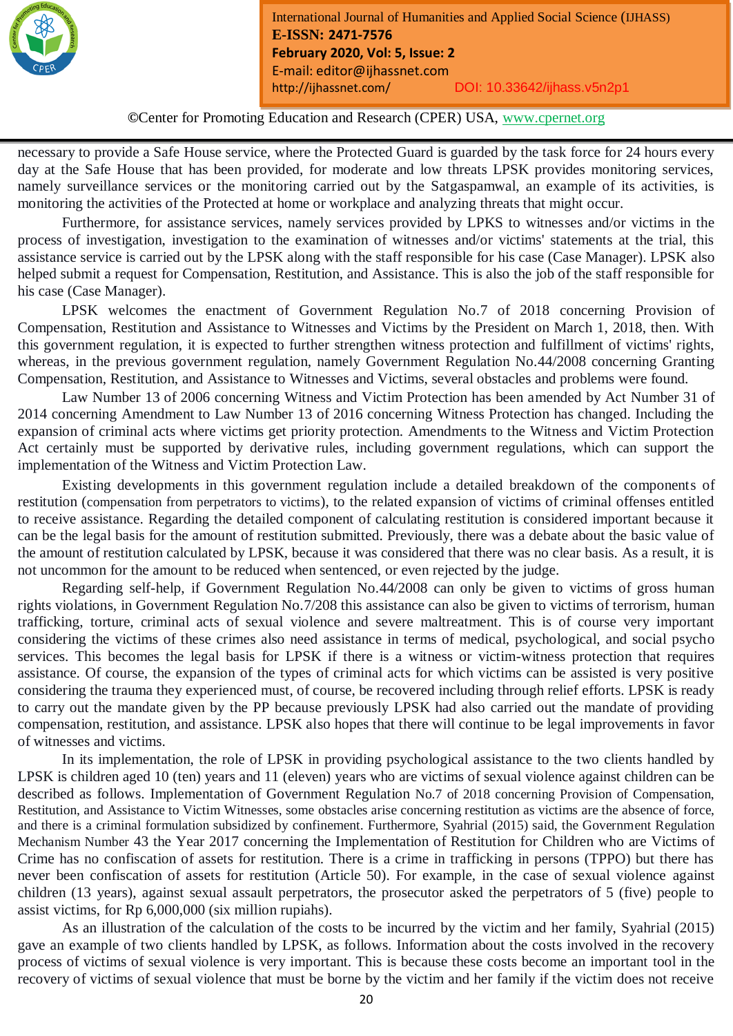necessary to provide a Safe House service, where the Protected Guard is guarded by the task force for 24 hours every day at the Safe House that has been provided, for moderate and low threats LPSK provides monitoring services, namely surveillance services or the monitoring carried out by the Satgaspamwal, an example of its activities, is monitoring the activities of the Protected at home or workplace and analyzing threats that might occur.

Furthermore, for assistance services, namely services provided by LPKS to witnesses and/or victims in the process of investigation, investigation to the examination of witnesses and/or victims' statements at the trial, this assistance service is carried out by the LPSK along with the staff responsible for his case (Case Manager). LPSK also helped submit a request for Compensation, Restitution, and Assistance. This is also the job of the staff responsible for his case (Case Manager).

LPSK welcomes the enactment of Government Regulation No.7 of 2018 concerning Provision of Compensation, Restitution and Assistance to Witnesses and Victims by the President on March 1, 2018, then. With this government regulation, it is expected to further strengthen witness protection and fulfillment of victims' rights, whereas, in the previous government regulation, namely Government Regulation No.44/2008 concerning Granting Compensation, Restitution, and Assistance to Witnesses and Victims, several obstacles and problems were found.

Law Number 13 of 2006 concerning Witness and Victim Protection has been amended by Act Number 31 of 2014 concerning Amendment to Law Number 13 of 2016 concerning Witness Protection has changed. Including the expansion of criminal acts where victims get priority protection. Amendments to the Witness and Victim Protection Act certainly must be supported by derivative rules, including government regulations, which can support the implementation of the Witness and Victim Protection Law.

Existing developments in this government regulation include a detailed breakdown of the components of restitution (compensation from perpetrators to victims), to the related expansion of victims of criminal offenses entitled to receive assistance. Regarding the detailed component of calculating restitution is considered important because it can be the legal basis for the amount of restitution submitted. Previously, there was a debate about the basic value of the amount of restitution calculated by LPSK, because it was considered that there was no clear basis. As a result, it is not uncommon for the amount to be reduced when sentenced, or even rejected by the judge.

Regarding self-help, if Government Regulation No.44/2008 can only be given to victims of gross human rights violations, in Government Regulation No.7/208 this assistance can also be given to victims of terrorism, human trafficking, torture, criminal acts of sexual violence and severe maltreatment. This is of course very important considering the victims of these crimes also need assistance in terms of medical, psychological, and social psycho services. This becomes the legal basis for LPSK if there is a witness or victim-witness protection that requires assistance. Of course, the expansion of the types of criminal acts for which victims can be assisted is very positive considering the trauma they experienced must, of course, be recovered including through relief efforts. LPSK is ready to carry out the mandate given by the PP because previously LPSK had also carried out the mandate of providing compensation, restitution, and assistance. LPSK also hopes that there will continue to be legal improvements in favor of witnesses and victims.

In its implementation, the role of LPSK in providing psychological assistance to the two clients handled by LPSK is children aged 10 (ten) years and 11 (eleven) years who are victims of sexual violence against children can be described as follows. Implementation of Government Regulation No.7 of 2018 concerning Provision of Compensation, Restitution, and Assistance to Victim Witnesses, some obstacles arise concerning restitution as victims are the absence of force, and there is a criminal formulation subsidized by confinement. Furthermore, Syahrial (2015) said, the Government Regulation Mechanism Number 43 the Year 2017 concerning the Implementation of Restitution for Children who are Victims of Crime has no confiscation of assets for restitution. There is a crime in trafficking in persons (TPPO) but there has never been confiscation of assets for restitution (Article 50). For example, in the case of sexual violence against children (13 years), against sexual assault perpetrators, the prosecutor asked the perpetrators of 5 (five) people to assist victims, for Rp 6,000,000 (six million rupiahs).

As an illustration of the calculation of the costs to be incurred by the victim and her family, Syahrial (2015) gave an example of two clients handled by LPSK, as follows. Information about the costs involved in the recovery process of victims of sexual violence is very important. This is because these costs become an important tool in the recovery of victims of sexual violence that must be borne by the victim and her family if the victim does not receive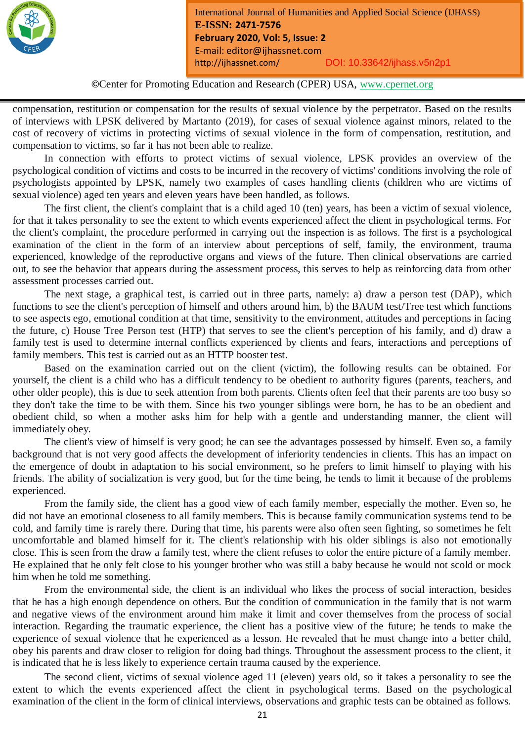compensation, restitution or compensation for the results of sexual violence by the perpetrator. Based on the results of interviews with LPSK delivered by Martanto (2019), for cases of sexual violence against minors, related to the cost of recovery of victims in protecting victims of sexual violence in the form of compensation, restitution, and compensation to victims, so far it has not been able to realize.

In connection with efforts to protect victims of sexual violence, LPSK provides an overview of the psychological condition of victims and costs to be incurred in the recovery of victims' conditions involving the role of psychologists appointed by LPSK, namely two examples of cases handling clients (children who are victims of sexual violence) aged ten years and eleven years have been handled, as follows.

The first client, the client's complaint that is a child aged 10 (ten) years, has been a victim of sexual violence, for that it takes personality to see the extent to which events experienced affect the client in psychological terms. For the client's complaint, the procedure performed in carrying out the inspection is as follows. The first is a psychological examination of the client in the form of an interview about perceptions of self, family, the environment, trauma experienced, knowledge of the reproductive organs and views of the future. Then clinical observations are carried out, to see the behavior that appears during the assessment process, this serves to help as reinforcing data from other assessment processes carried out.

The next stage, a graphical test, is carried out in three parts, namely: a) draw a person test (DAP), which functions to see the client's perception of himself and others around him, b) the BAUM test/Tree test which functions to see aspects ego, emotional condition at that time, sensitivity to the environment, attitudes and perceptions in facing the future, c) House Tree Person test (HTP) that serves to see the client's perception of his family, and d) draw a family test is used to determine internal conflicts experienced by clients and fears, interactions and perceptions of family members. This test is carried out as an HTTP booster test.

Based on the examination carried out on the client (victim), the following results can be obtained. For yourself, the client is a child who has a difficult tendency to be obedient to authority figures (parents, teachers, and other older people), this is due to seek attention from both parents. Clients often feel that their parents are too busy so they don't take the time to be with them. Since his two younger siblings were born, he has to be an obedient and obedient child, so when a mother asks him for help with a gentle and understanding manner, the client will immediately obey.

The client's view of himself is very good; he can see the advantages possessed by himself. Even so, a family background that is not very good affects the development of inferiority tendencies in clients. This has an impact on the emergence of doubt in adaptation to his social environment, so he prefers to limit himself to playing with his friends. The ability of socialization is very good, but for the time being, he tends to limit it because of the problems experienced.

From the family side, the client has a good view of each family member, especially the mother. Even so, he did not have an emotional closeness to all family members. This is because family communication systems tend to be cold, and family time is rarely there. During that time, his parents were also often seen fighting, so sometimes he felt uncomfortable and blamed himself for it. The client's relationship with his older siblings is also not emotionally close. This is seen from the draw a family test, where the client refuses to color the entire picture of a family member. He explained that he only felt close to his younger brother who was still a baby because he would not scold or mock him when he told me something.

From the environmental side, the client is an individual who likes the process of social interaction, besides that he has a high enough dependence on others. But the condition of communication in the family that is not warm and negative views of the environment around him make it limit and cover themselves from the process of social interaction. Regarding the traumatic experience, the client has a positive view of the future; he tends to make the experience of sexual violence that he experienced as a lesson. He revealed that he must change into a better child, obey his parents and draw closer to religion for doing bad things. Throughout the assessment process to the client, it is indicated that he is less likely to experience certain trauma caused by the experience.

The second client, victims of sexual violence aged 11 (eleven) years old, so it takes a personality to see the extent to which the events experienced affect the client in psychological terms. Based on the psychological examination of the client in the form of clinical interviews, observations and graphic tests can be obtained as follows.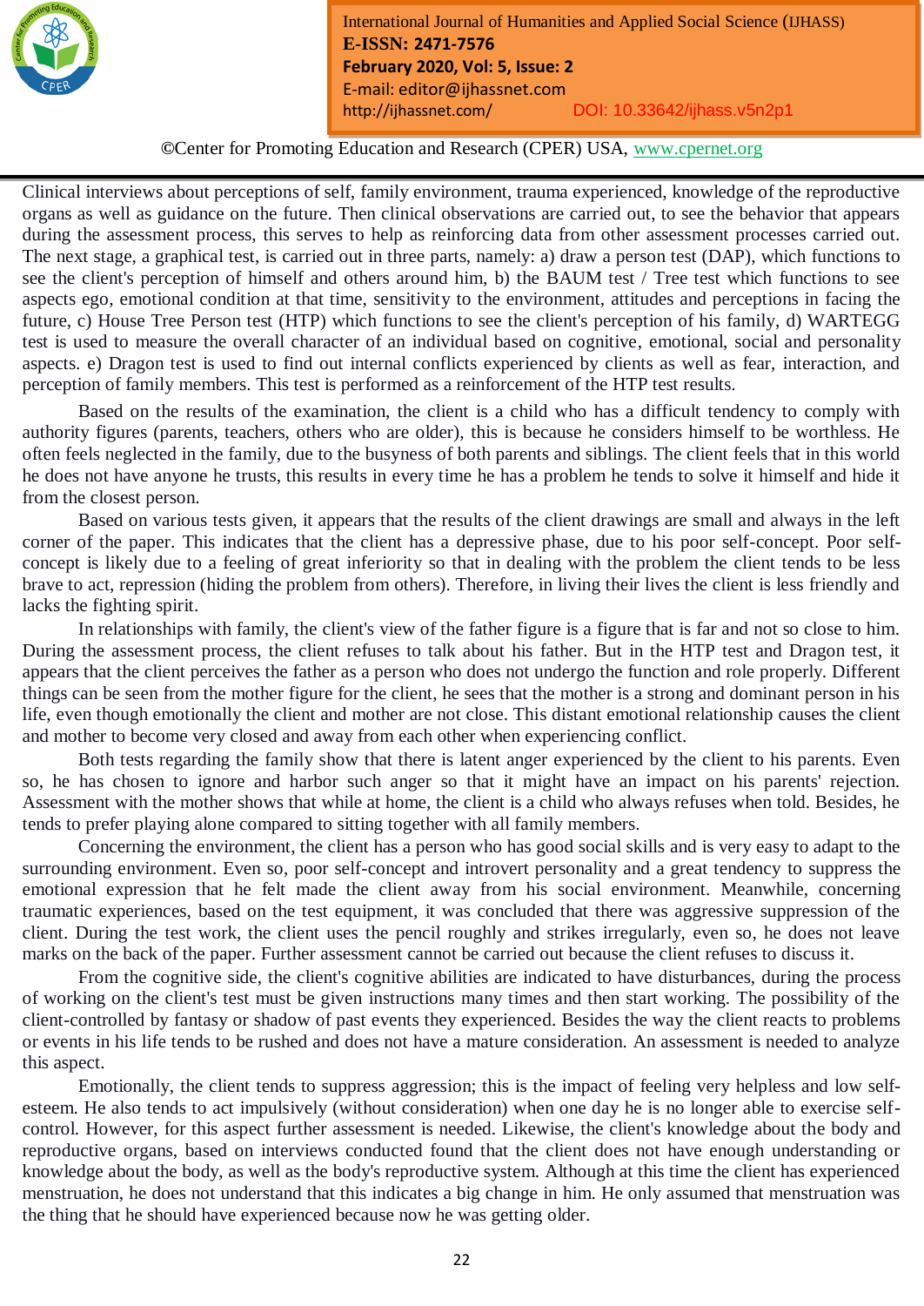Clinical interviews about perceptions of self, family environment, trauma experienced, knowledge of the reproductive organs as well as guidance on the future. Then clinical observations are carried out, to see the behavior that appears during the assessment process, this serves to help as reinforcing data from other assessment processes carried out. The next stage, a graphical test, is carried out in three parts, namely: a) draw a person test (DAP), which functions to see the client's perception of himself and others around him, b) the BAUM test / Tree test which functions to see aspects ego, emotional condition at that time, sensitivity to the environment, attitudes and perceptions in facing the future, c) House Tree Person test (HTP) which functions to see the client's perception of his family, d) WARTEGG test is used to measure the overall character of an individual based on cognitive, emotional, social and personality aspects. e) Dragon test is used to find out internal conflicts experienced by clients as well as fear, interaction, and perception of family members. This test is performed as a reinforcement of the HTP test results.

Based on the results of the examination, the client is a child who has a difficult tendency to comply with authority figures (parents, teachers, others who are older), this is because he considers himself to be worthless. He often feels neglected in the family, due to the busyness of both parents and siblings. The client feels that in this world he does not have anyone he trusts, this results in every time he has a problem he tends to solve it himself and hide it from the closest person.

Based on various tests given, it appears that the results of the client drawings are small and always in the left corner of the paper. This indicates that the client has a depressive phase, due to his poor self-concept. Poor self-concept is likely due to a feeling of great inferiority so that in dealing with the problem the client tends to be less brave to act, repression (hiding the problem from others). Therefore, in living their lives the client is less friendly and lacks the fighting spirit.

In relationships with family, the client's view of the father figure is a figure that is far and not so close to him. During the assessment process, the client refuses to talk about his father. But in the HTP test and Dragon test, it appears that the client perceives the father as a person who does not undergo the function and role properly. Different things can be seen from the mother figure for the client, he sees that the mother is a strong and dominant person in his life, even though emotionally the client and mother are not close. This distant emotional relationship causes the client and mother to become very closed and away from each other when experiencing conflict.

Both tests regarding the family show that there is latent anger experienced by the client to his parents. Even so, he has chosen to ignore and harbor such anger so that it might have an impact on his parents' rejection. Assessment with the mother shows that while at home, the client is a child who always refuses when told. Besides, he tends to prefer playing alone compared to sitting together with all family members.

Concerning the environment, the client has a person who has good social skills and is very easy to adapt to the surrounding environment. Even so, poor self-concept and introvert personality and a great tendency to suppress the emotional expression that he felt made the client away from his social environment. Meanwhile, concerning traumatic experiences, based on the test equipment, it was concluded that there was aggressive suppression of the client. During the test work, the client uses the pencil roughly and strikes irregularly, even so, he does not leave marks on the back of the paper. Further assessment cannot be carried out because the client refuses to discuss it.

From the cognitive side, the client's cognitive abilities are indicated to have disturbances, during the process of working on the client's test must be given instructions many times and then start working. The possibility of the client-controlled by fantasy or shadow of past events they experienced. Besides the way the client reacts to problems or events in his life tends to be rushed and does not have a mature consideration. An assessment is needed to analyze this aspect.

Emotionally, the client tends to suppress aggression; this is the impact of feeling very helpless and low self-esteem. He also tends to act impulsively (without consideration) when one day he is no longer able to exercise self-control. However, for this aspect further assessment is needed. Likewise, the client's knowledge about the body and reproductive organs, based on interviews conducted found that the client does not have enough understanding or knowledge about the body, as well as the body's reproductive system. Although at this time the client has experienced menstruation, he does not understand that this indicates a big change in him. He only assumed that menstruation was the thing that he should have experienced because now he was getting older.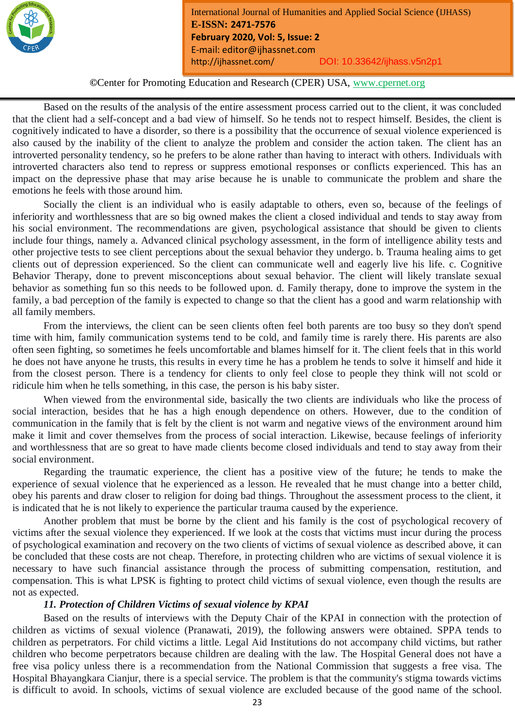Based on the results of the analysis of the entire assessment process carried out to the client, it was concluded that the client had a self-concept and a bad view of himself. So he tends not to respect himself. Besides, the client is cognitively indicated to have a disorder, so there is a possibility that the occurrence of sexual violence experienced is also caused by the inability of the client to analyze the problem and consider the action taken. The client has an introverted personality tendency, so he prefers to be alone rather than having to interact with others. Individuals with introverted characters also tend to repress or suppress emotional responses or conflicts experienced. This has an impact on the depressive phase that may arise because he is unable to communicate the problem and share the emotions he feels with those around him.

Socially the client is an individual who is easily adaptable to others, even so, because of the feelings of inferiority and worthlessness that are so big owned makes the client a closed individual and tends to stay away from his social environment. The recommendations are given, psychological assistance that should be given to clients include four things, namely a. Advanced clinical psychology assessment, in the form of intelligence ability tests and other projective tests to see client perceptions about the sexual behavior they undergo. b. Trauma healing aims to get clients out of depression experienced. So the client can communicate well and eagerly live his life. c. Cognitive Behavior Therapy, done to prevent misconceptions about sexual behavior. The client will likely translate sexual behavior as something fun so this needs to be followed upon. d. Family therapy, done to improve the system in the family, a bad perception of the family is expected to change so that the client has a good and warm relationship with all family members.

From the interviews, the client can be seen clients often feel both parents are too busy so they don't spend time with him, family communication systems tend to be cold, and family time is rarely there. His parents are also often seen fighting, so sometimes he feels uncomfortable and blames himself for it. The client feels that in this world he does not have anyone he trusts, this results in every time he has a problem he tends to solve it himself and hide it from the closest person. There is a tendency for clients to only feel close to people they think will not scold or ridicule him when he tells something, in this case, the person is his baby sister.

When viewed from the environmental side, basically the two clients are individuals who like the process of social interaction, besides that he has a high enough dependence on others. However, due to the condition of communication in the family that is felt by the client is not warm and negative views of the environment around him make it limit and cover themselves from the process of social interaction. Likewise, because feelings of inferiority and worthlessness that are so great to have made clients become closed individuals and tend to stay away from their social environment.

Regarding the traumatic experience, the client has a positive view of the future; he tends to make the experience of sexual violence that he experienced as a lesson. He revealed that he must change into a better child, obey his parents and draw closer to religion for doing bad things. Throughout the assessment process to the client, it is indicated that he is not likely to experience the particular trauma caused by the experience.

Another problem that must be borne by the client and his family is the cost of psychological recovery of victims after the sexual violence they experienced. If we look at the costs that victims must incur during the process of psychological examination and recovery on the two clients of victims of sexual violence as described above, it can be concluded that these costs are not cheap. Therefore, in protecting children who are victims of sexual violence it is necessary to have such financial assistance through the process of submitting compensation, restitution, and compensation. This is what LPSK is fighting to protect child victims of sexual violence, even though the results are not as expected.

***11. Protection of Children Victims of sexual violence by KPAI***

Based on the results of interviews with the Deputy Chair of the KPAI in connection with the protection of children as victims of sexual violence (Pranawati, 2019), the following answers were obtained. SPPA tends to children as perpetrators. For child victims a little. Legal Aid Institutions do not accompany child victims, but rather children who become perpetrators because children are dealing with the law. The Hospital General does not have a free visa policy unless there is a recommendation from the National Commission that suggests a free visa. The Hospital Bhayangkara Cianjur, there is a special service. The problem is that the community's stigma towards victims is difficult to avoid. In schools, victims of sexual violence are excluded because of the good name of the school.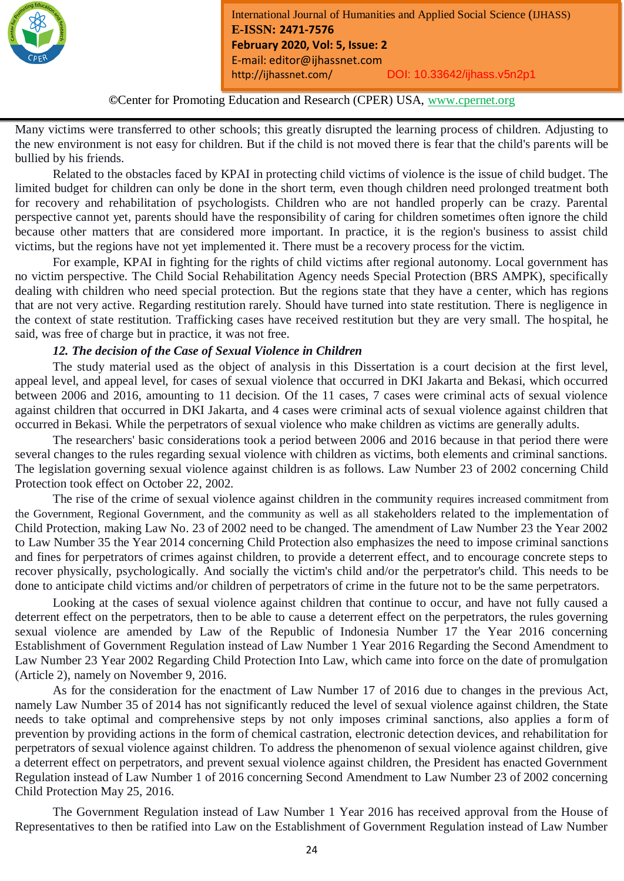Many victims were transferred to other schools; this greatly disrupted the learning process of children. Adjusting to the new environment is not easy for children. But if the child is not moved there is fear that the child's parents will be bullied by his friends.

Related to the obstacles faced by KPAI in protecting child victims of violence is the issue of child budget. The limited budget for children can only be done in the short term, even though children need prolonged treatment both for recovery and rehabilitation of psychologists. Children who are not handled properly can be crazy. Parental perspective cannot yet, parents should have the responsibility of caring for children sometimes often ignore the child because other matters that are considered more important. In practice, it is the region's business to assist child victims, but the regions have not yet implemented it. There must be a recovery process for the victim.

For example, KPAI in fighting for the rights of child victims after regional autonomy. Local government has no victim perspective. The Child Social Rehabilitation Agency needs Special Protection (BRS AMPK), specifically dealing with children who need special protection. But the regions state that they have a center, which has regions that are not very active. Regarding restitution rarely. Should have turned into state restitution. There is negligence in the context of state restitution. Trafficking cases have received restitution but they are very small. The hospital, he said, was free of charge but in practice, it was not free.

***12. The decision of the Case of Sexual Violence in Children***

The study material used as the object of analysis in this Dissertation is a court decision at the first level, appeal level, and appeal level, for cases of sexual violence that occurred in DKI Jakarta and Bekasi, which occurred between 2006 and 2016, amounting to 11 decision. Of the 11 cases, 7 cases were criminal acts of sexual violence against children that occurred in DKI Jakarta, and 4 cases were criminal acts of sexual violence against children that occurred in Bekasi. While the perpetrators of sexual violence who make children as victims are generally adults.

The researchers' basic considerations took a period between 2006 and 2016 because in that period there were several changes to the rules regarding sexual violence with children as victims, both elements and criminal sanctions. The legislation governing sexual violence against children is as follows. Law Number 23 of 2002 concerning Child Protection took effect on October 22, 2002.

The rise of the crime of sexual violence against children in the community requires increased commitment from the Government, Regional Government, and the community as well as all stakeholders related to the implementation of Child Protection, making Law No. 23 of 2002 need to be changed. The amendment of Law Number 23 the Year 2002 to Law Number 35 the Year 2014 concerning Child Protection also emphasizes the need to impose criminal sanctions and fines for perpetrators of crimes against children, to provide a deterrent effect, and to encourage concrete steps to recover physically, psychologically. And socially the victim's child and/or the perpetrator's child. This needs to be done to anticipate child victims and/or children of perpetrators of crime in the future not to be the same perpetrators.

Looking at the cases of sexual violence against children that continue to occur, and have not fully caused a deterrent effect on the perpetrators, then to be able to cause a deterrent effect on the perpetrators, the rules governing sexual violence are amended by Law of the Republic of Indonesia Number 17 the Year 2016 concerning Establishment of Government Regulation instead of Law Number 1 Year 2016 Regarding the Second Amendment to Law Number 23 Year 2002 Regarding Child Protection Into Law, which came into force on the date of promulgation (Article 2), namely on November 9, 2016.

As for the consideration for the enactment of Law Number 17 of 2016 due to changes in the previous Act, namely Law Number 35 of 2014 has not significantly reduced the level of sexual violence against children, the State needs to take optimal and comprehensive steps by not only imposes criminal sanctions, also applies a form of prevention by providing actions in the form of chemical castration, electronic detection devices, and rehabilitation for perpetrators of sexual violence against children. To address the phenomenon of sexual violence against children, give a deterrent effect on perpetrators, and prevent sexual violence against children, the President has enacted Government Regulation instead of Law Number 1 of 2016 concerning Second Amendment to Law Number 23 of 2002 concerning Child Protection May 25, 2016.

The Government Regulation instead of Law Number 1 Year 2016 has received approval from the House of Representatives to then be ratified into Law on the Establishment of Government Regulation instead of Law Number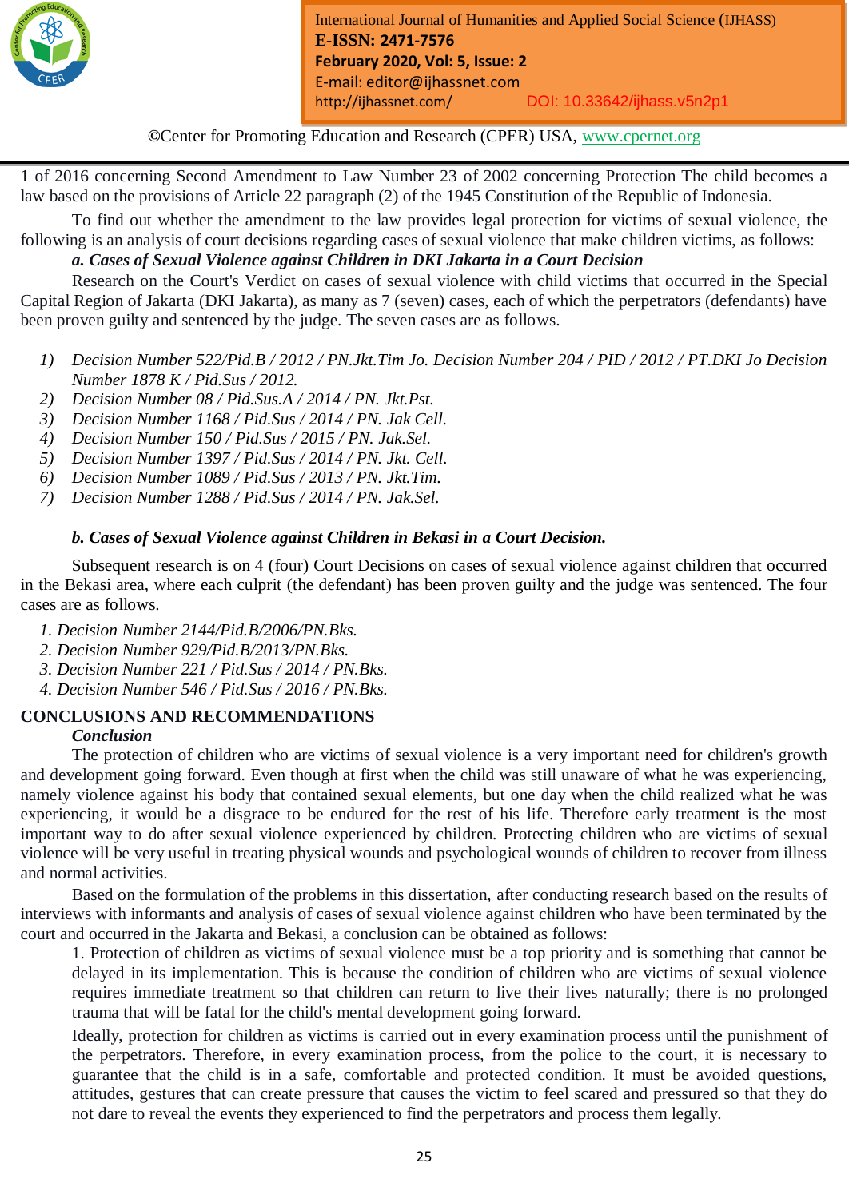1 of 2016 concerning Second Amendment to Law Number 23 of 2002 concerning Protection The child becomes a law based on the provisions of Article 22 paragraph (2) of the 1945 Constitution of the Republic of Indonesia.

To find out whether the amendment to the law provides legal protection for victims of sexual violence, the following is an analysis of court decisions regarding cases of sexual violence that make children victims, as follows:

***a. Cases of Sexual Violence against Children in DKI Jakarta in a Court Decision***

Research on the Court's Verdict on cases of sexual violence with child victims that occurred in the Special Capital Region of Jakarta (DKI Jakarta), as many as 7 (seven) cases, each of which the perpetrators (defendants) have been proven guilty and sentenced by the judge. The seven cases are as follows.

1) *Decision Number 522/Pid.B / 2012 / PN.Jkt.Tim Jo. Decision Number 204 / PID / 2012 / PT.DKI Jo Decision Number 1878 K / Pid.Sus / 2012.*
2) *Decision Number 08 / Pid.Sus.A / 2014 / PN. Jkt.Pst.*
3) *Decision Number 1168 / Pid.Sus / 2014 / PN. Jak Cell.*
4) *Decision Number 150 / Pid.Sus / 2015 / PN. Jak.Sel.*
5) *Decision Number 1397 / Pid.Sus / 2014 / PN. Jkt. Cell.*
6) *Decision Number 1089 / Pid.Sus / 2013 / PN. Jkt.Tim.*
7) *Decision Number 1288 / Pid.Sus / 2014 / PN. Jak.Sel.*

***b. Cases of Sexual Violence against Children in Bekasi in a Court Decision.***

Subsequent research is on 4 (four) Court Decisions on cases of sexual violence against children that occurred in the Bekasi area, where each culprit (the defendant) has been proven guilty and the judge was sentenced. The four cases are as follows.

1. *Decision Number 2144/Pid.B/2006/PN.Bks.*
2. *Decision Number 929/Pid.B/2013/PN.Bks.*
3. *Decision Number 221 / Pid.Sus / 2014 / PN.Bks.*
4. *Decision Number 546 / Pid.Sus / 2016 / PN.Bks.*

## CONCLUSIONS AND RECOMMENDATIONS

### *Conclusion*

The protection of children who are victims of sexual violence is a very important need for children's growth and development going forward. Even though at first when the child was still unaware of what he was experiencing, namely violence against his body that contained sexual elements, but one day when the child realized what he was experiencing, it would be a disgrace to be endured for the rest of his life. Therefore early treatment is the most important way to do after sexual violence experienced by children. Protecting children who are victims of sexual violence will be very useful in treating physical wounds and psychological wounds of children to recover from illness and normal activities.

Based on the formulation of the problems in this dissertation, after conducting research based on the results of interviews with informants and analysis of cases of sexual violence against children who have been terminated by the court and occurred in the Jakarta and Bekasi, a conclusion can be obtained as follows:

1. Protection of children as victims of sexual violence must be a top priority and is something that cannot be delayed in its implementation. This is because the condition of children who are victims of sexual violence requires immediate treatment so that children can return to live their lives naturally; there is no prolonged trauma that will be fatal for the child's mental development going forward.

   Ideally, protection for children as victims is carried out in every examination process until the punishment of the perpetrators. Therefore, in every examination process, from the police to the court, it is necessary to guarantee that the child is in a safe, comfortable and protected condition. It must be avoided questions, attitudes, gestures that can create pressure that causes the victim to feel scared and pressured so that they do not dare to reveal the events they experienced to find the perpetrators and process them legally.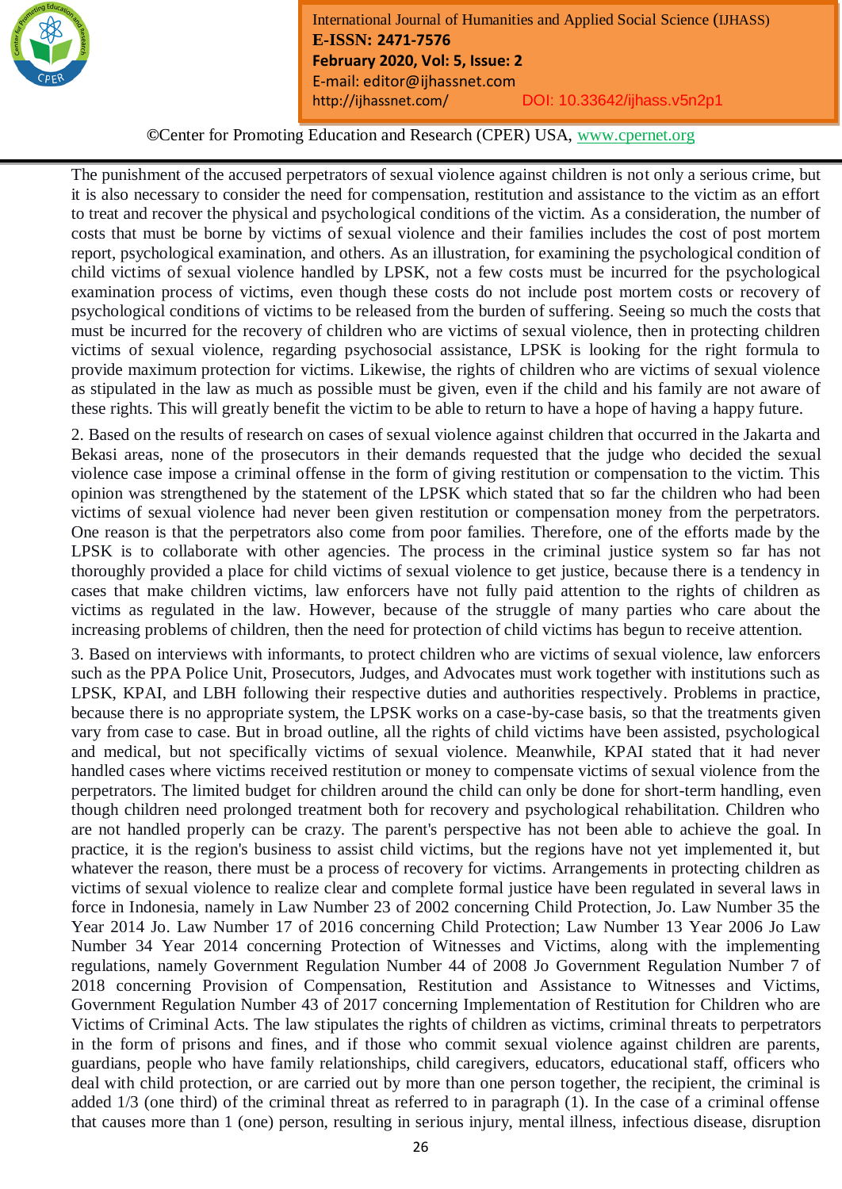The punishment of the accused perpetrators of sexual violence against children is not only a serious crime, but it is also necessary to consider the need for compensation, restitution and assistance to the victim as an effort to treat and recover the physical and psychological conditions of the victim. As a consideration, the number of costs that must be borne by victims of sexual violence and their families includes the cost of post mortem report, psychological examination, and others. As an illustration, for examining the psychological condition of child victims of sexual violence handled by LPSK, not a few costs must be incurred for the psychological examination process of victims, even though these costs do not include post mortem costs or recovery of psychological conditions of victims to be released from the burden of suffering. Seeing so much the costs that must be incurred for the recovery of children who are victims of sexual violence, then in protecting children victims of sexual violence, regarding psychosocial assistance, LPSK is looking for the right formula to provide maximum protection for victims. Likewise, the rights of children who are victims of sexual violence as stipulated in the law as much as possible must be given, even if the child and his family are not aware of these rights. This will greatly benefit the victim to be able to return to have a hope of having a happy future.

2. Based on the results of research on cases of sexual violence against children that occurred in the Jakarta and Bekasi areas, none of the prosecutors in their demands requested that the judge who decided the sexual violence case impose a criminal offense in the form of giving restitution or compensation to the victim. This opinion was strengthened by the statement of the LPSK which stated that so far the children who had been victims of sexual violence had never been given restitution or compensation money from the perpetrators. One reason is that the perpetrators also come from poor families. Therefore, one of the efforts made by the LPSK is to collaborate with other agencies. The process in the criminal justice system so far has not thoroughly provided a place for child victims of sexual violence to get justice, because there is a tendency in cases that make children victims, law enforcers have not fully paid attention to the rights of children as victims as regulated in the law. However, because of the struggle of many parties who care about the increasing problems of children, then the need for protection of child victims has begun to receive attention.

3. Based on interviews with informants, to protect children who are victims of sexual violence, law enforcers such as the PPA Police Unit, Prosecutors, Judges, and Advocates must work together with institutions such as LPSK, KPAI, and LBH following their respective duties and authorities respectively. Problems in practice, because there is no appropriate system, the LPSK works on a case-by-case basis, so that the treatments given vary from case to case. But in broad outline, all the rights of child victims have been assisted, psychological and medical, but not specifically victims of sexual violence. Meanwhile, KPAI stated that it had never handled cases where victims received restitution or money to compensate victims of sexual violence from the perpetrators. The limited budget for children around the child can only be done for short-term handling, even though children need prolonged treatment both for recovery and psychological rehabilitation. Children who are not handled properly can be crazy. The parent's perspective has not been able to achieve the goal. In practice, it is the region's business to assist child victims, but the regions have not yet implemented it, but whatever the reason, there must be a process of recovery for victims. Arrangements in protecting children as victims of sexual violence to realize clear and complete formal justice have been regulated in several laws in force in Indonesia, namely in Law Number 23 of 2002 concerning Child Protection, Jo. Law Number 35 the Year 2014 Jo. Law Number 17 of 2016 concerning Child Protection; Law Number 13 Year 2006 Jo Law Number 34 Year 2014 concerning Protection of Witnesses and Victims, along with the implementing regulations, namely Government Regulation Number 44 of 2008 Jo Government Regulation Number 7 of 2018 concerning Provision of Compensation, Restitution and Assistance to Witnesses and Victims, Government Regulation Number 43 of 2017 concerning Implementation of Restitution for Children who are Victims of Criminal Acts. The law stipulates the rights of children as victims, criminal threats to perpetrators in the form of prisons and fines, and if those who commit sexual violence against children are parents, guardians, people who have family relationships, child caregivers, educators, educational staff, officers who deal with child protection, or are carried out by more than one person together, the recipient, the criminal is added 1/3 (one third) of the criminal threat as referred to in paragraph (1). In the case of a criminal offense that causes more than 1 (one) person, resulting in serious injury, mental illness, infectious disease, disruption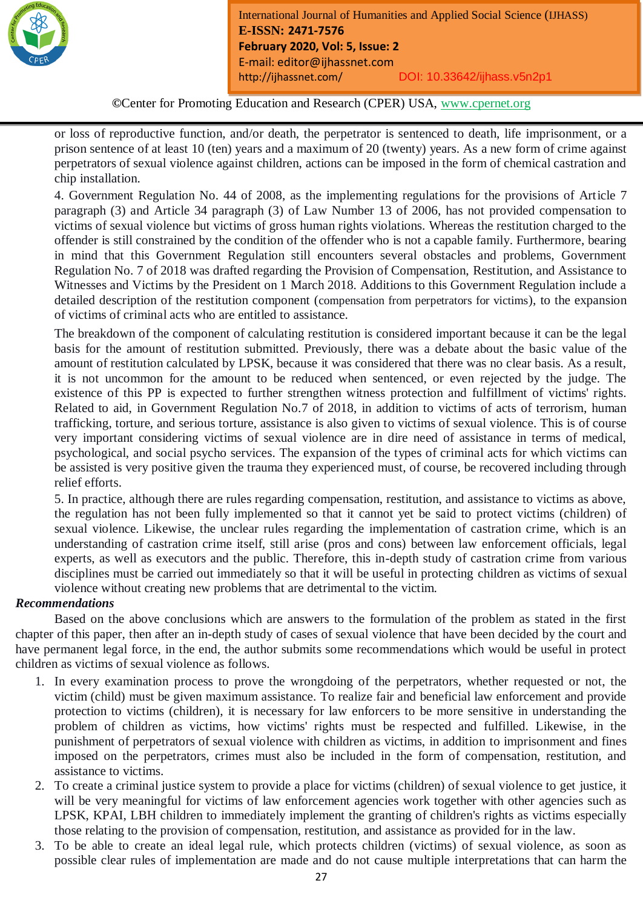or loss of reproductive function, and/or death, the perpetrator is sentenced to death, life imprisonment, or a prison sentence of at least 10 (ten) years and a maximum of 20 (twenty) years. As a new form of crime against perpetrators of sexual violence against children, actions can be imposed in the form of chemical castration and chip installation.

4. Government Regulation No. 44 of 2008, as the implementing regulations for the provisions of Article 7 paragraph (3) and Article 34 paragraph (3) of Law Number 13 of 2006, has not provided compensation to victims of sexual violence but victims of gross human rights violations. Whereas the restitution charged to the offender is still constrained by the condition of the offender who is not a capable family. Furthermore, bearing in mind that this Government Regulation still encounters several obstacles and problems, Government Regulation No. 7 of 2018 was drafted regarding the Provision of Compensation, Restitution, and Assistance to Witnesses and Victims by the President on 1 March 2018. Additions to this Government Regulation include a detailed description of the restitution component (compensation from perpetrators for victims), to the expansion of victims of criminal acts who are entitled to assistance.

The breakdown of the component of calculating restitution is considered important because it can be the legal basis for the amount of restitution submitted. Previously, there was a debate about the basic value of the amount of restitution calculated by LPSK, because it was considered that there was no clear basis. As a result, it is not uncommon for the amount to be reduced when sentenced, or even rejected by the judge. The existence of this PP is expected to further strengthen witness protection and fulfillment of victims' rights. Related to aid, in Government Regulation No.7 of 2018, in addition to victims of acts of terrorism, human trafficking, torture, and serious torture, assistance is also given to victims of sexual violence. This is of course very important considering victims of sexual violence are in dire need of assistance in terms of medical, psychological, and social psycho services. The expansion of the types of criminal acts for which victims can be assisted is very positive given the trauma they experienced must, of course, be recovered including through relief efforts.

5. In practice, although there are rules regarding compensation, restitution, and assistance to victims as above, the regulation has not been fully implemented so that it cannot yet be said to protect victims (children) of sexual violence. Likewise, the unclear rules regarding the implementation of castration crime, which is an understanding of castration crime itself, still arise (pros and cons) between law enforcement officials, legal experts, as well as executors and the public. Therefore, this in-depth study of castration crime from various disciplines must be carried out immediately so that it will be useful in protecting children as victims of sexual violence without creating new problems that are detrimental to the victim.

***Recommendations***

Based on the above conclusions which are answers to the formulation of the problem as stated in the first chapter of this paper, then after an in-depth study of cases of sexual violence that have been decided by the court and have permanent legal force, in the end, the author submits some recommendations which would be useful in protect children as victims of sexual violence as follows.

1. In every examination process to prove the wrongdoing of the perpetrators, whether requested or not, the victim (child) must be given maximum assistance. To realize fair and beneficial law enforcement and provide protection to victims (children), it is necessary for law enforcers to be more sensitive in understanding the problem of children as victims, how victims' rights must be respected and fulfilled. Likewise, in the punishment of perpetrators of sexual violence with children as victims, in addition to imprisonment and fines imposed on the perpetrators, crimes must also be included in the form of compensation, restitution, and assistance to victims.
2. To create a criminal justice system to provide a place for victims (children) of sexual violence to get justice, it will be very meaningful for victims of law enforcement agencies work together with other agencies such as LPSK, KPAI, LBH children to immediately implement the granting of children's rights as victims especially those relating to the provision of compensation, restitution, and assistance as provided for in the law.
3. To be able to create an ideal legal rule, which protects children (victims) of sexual violence, as soon as possible clear rules of implementation are made and do not cause multiple interpretations that can harm the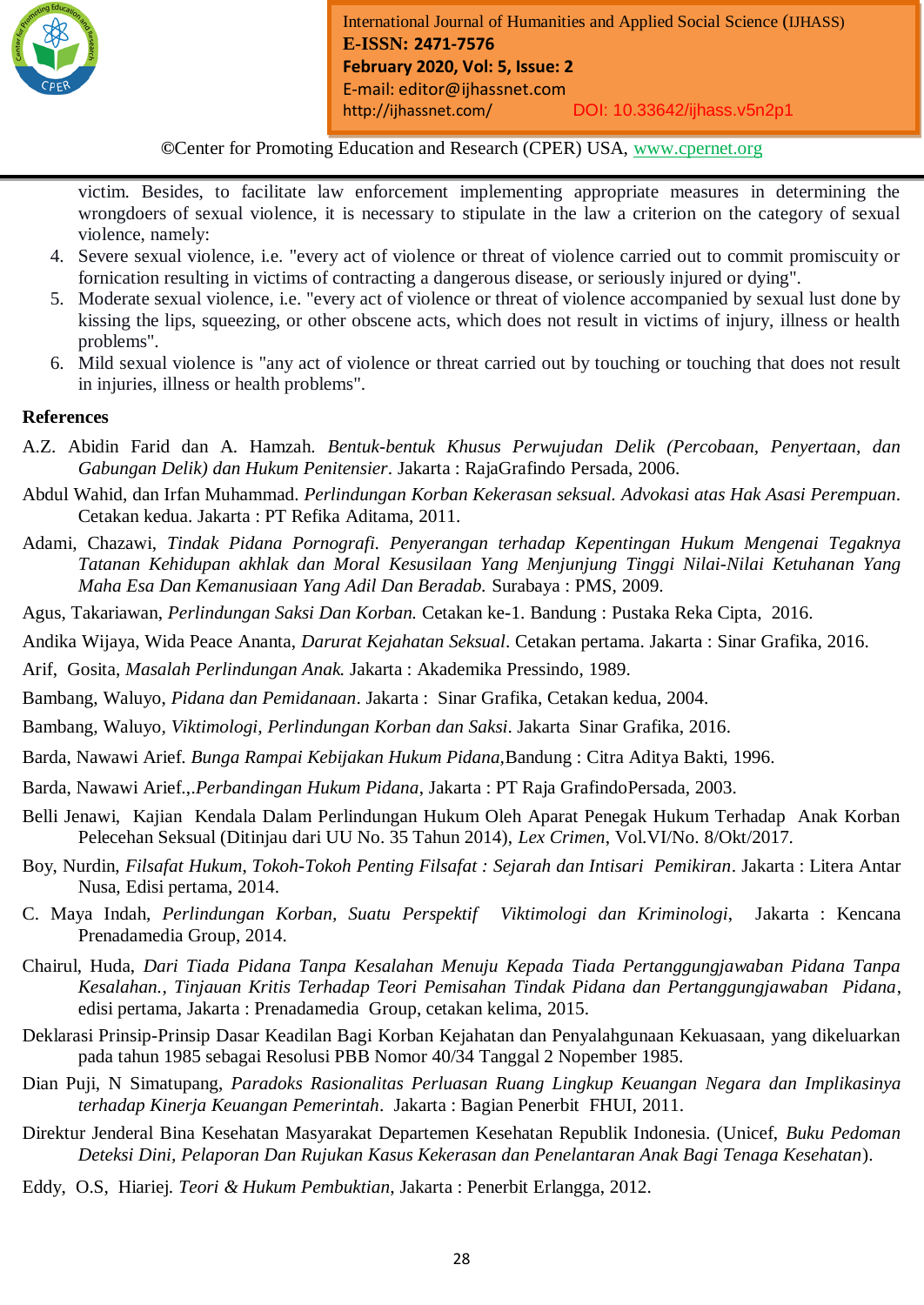victim. Besides, to facilitate law enforcement implementing appropriate measures in determining the wrongdoers of sexual violence, it is necessary to stipulate in the law a criterion on the category of sexual violence, namely:

4. Severe sexual violence, i.e. "every act of violence or threat of violence carried out to commit promiscuity or fornication resulting in victims of contracting a dangerous disease, or seriously injured or dying".
5. Moderate sexual violence, i.e. "every act of violence or threat of violence accompanied by sexual lust done by kissing the lips, squeezing, or other obscene acts, which does not result in victims of injury, illness or health problems".
6. Mild sexual violence is "any act of violence or threat carried out by touching or touching that does not result in injuries, illness or health problems".

## References

A.Z. Abidin Farid dan A. Hamzah. *Bentuk-bentuk Khusus Perwujudan Delik (Percobaan, Penyertaan, dan Gabungan Delik) dan Hukum Penitensier*. Jakarta : RajaGrafindo Persada, 2006.

Abdul Wahid, dan Irfan Muhammad. *Perlindungan Korban Kekerasan seksual. Advokasi atas Hak Asasi Perempuan*. Cetakan kedua. Jakarta : PT Refika Aditama, 2011.

Adami, Chazawi, *Tindak Pidana Pornografi. Penyerangan terhadap Kepentingan Hukum Mengenai Tegaknya Tatanan Kehidupan akhlak dan Moral Kesusilaan Yang Menjunjung Tinggi Nilai-Nilai Ketuhanan Yang Maha Esa Dan Kemanusiaan Yang Adil Dan Beradab.* Surabaya : PMS, 2009.

Agus, Takariawan, *Perlindungan Saksi Dan Korban.* Cetakan ke-1. Bandung : Pustaka Reka Cipta, 2016.

Andika Wijaya, Wida Peace Ananta, *Darurat Kejahatan Seksual*. Cetakan pertama. Jakarta : Sinar Grafika, 2016.

Arif, Gosita, *Masalah Perlindungan Anak.* Jakarta : Akademika Pressindo, 1989.

Bambang, Waluyo, *Pidana dan Pemidanaan*. Jakarta : Sinar Grafika, Cetakan kedua, 2004.

Bambang, Waluyo, *Viktimologi, Perlindungan Korban dan Saksi*. Jakarta Sinar Grafika, 2016.

Barda, Nawawi Arief. *Bunga Rampai Kebijakan Hukum Pidana,*Bandung : Citra Aditya Bakti, 1996.

Barda, Nawawi Arief.,.*Perbandingan Hukum Pidana*, Jakarta : PT Raja GrafindoPersada, 2003.

Belli Jenawi, Kajian Kendala Dalam Perlindungan Hukum Oleh Aparat Penegak Hukum Terhadap Anak Korban Pelecehan Seksual (Ditinjau dari UU No. 35 Tahun 2014), *Lex Crimen*, Vol.VI/No. 8/Okt/2017.

Boy, Nurdin, *Filsafat Hukum, Tokoh-Tokoh Penting Filsafat : Sejarah dan Intisari Pemikiran*. Jakarta : Litera Antar Nusa, Edisi pertama, 2014.

C. Maya Indah, *Perlindungan Korban, Suatu Perspektif Viktimologi dan Kriminologi*, Jakarta : Kencana Prenadamedia Group, 2014.

Chairul, Huda, *Dari Tiada Pidana Tanpa Kesalahan Menuju Kepada Tiada Pertanggungjawaban Pidana Tanpa Kesalahan., Tinjauan Kritis Terhadap Teori Pemisahan Tindak Pidana dan Pertanggungjawaban Pidana*, edisi pertama, Jakarta : Prenadamedia Group, cetakan kelima, 2015.

Deklarasi Prinsip-Prinsip Dasar Keadilan Bagi Korban Kejahatan dan Penyalahgunaan Kekuasaan, yang dikeluarkan pada tahun 1985 sebagai Resolusi PBB Nomor 40/34 Tanggal 2 Nopember 1985.

Dian Puji, N Simatupang, *Paradoks Rasionalitas Perluasan Ruang Lingkup Keuangan Negara dan Implikasinya terhadap Kinerja Keuangan Pemerintah*. Jakarta : Bagian Penerbit FHUI, 2011.

Direktur Jenderal Bina Kesehatan Masyarakat Departemen Kesehatan Republik Indonesia. (Unicef, *Buku Pedoman Deteksi Dini, Pelaporan Dan Rujukan Kasus Kekerasan dan Penelantaran Anak Bagi Tenaga Kesehatan*).

Eddy, O.S, Hiariej. *Teori & Hukum Pembuktian*, Jakarta : Penerbit Erlangga, 2012.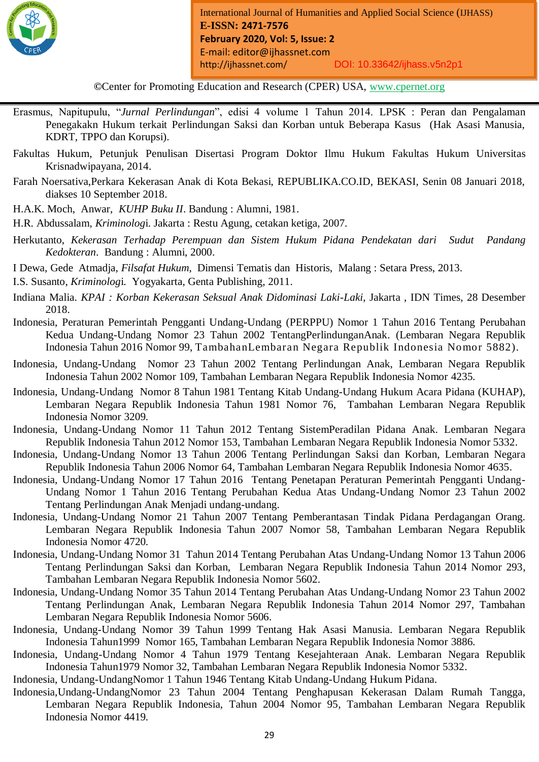Erasmus, Napitupulu, "*Jurnal Perlindungan*", edisi 4 volume 1 Tahun 2014. LPSK : Peran dan Pengalaman Penegakakn Hukum terkait Perlindungan Saksi dan Korban untuk Beberapa Kasus (Hak Asasi Manusia, KDRT, TPPO dan Korupsi).

Fakultas Hukum, Petunjuk Penulisan Disertasi Program Doktor Ilmu Hukum Fakultas Hukum Universitas Krisnadwipayana, 2014.

Farah Noersativa,Perkara Kekerasan Anak di Kota Bekasi, REPUBLIKA.CO.ID, BEKASI, Senin 08 Januari 2018, diakses 10 September 2018.

H.A.K. Moch, Anwar, *KUHP Buku II*. Bandung : Alumni, 1981.

H.R. Abdussalam, *Kriminologi*. Jakarta : Restu Agung, cetakan ketiga, 2007.

Herkutanto, *Kekerasan Terhadap Perempuan dan Sistem Hukum Pidana Pendekatan dari Sudut Pandang Kedokteran*. Bandung : Alumni, 2000.

I Dewa, Gede Atmadja, *Filsafat Hukum*, Dimensi Tematis dan Historis, Malang : Setara Press, 2013.

I.S. Susanto, *Kriminologi*. Yogyakarta, Genta Publishing, 2011.

Indiana Malia. *KPAI : Korban Kekerasan Seksual Anak Didominasi Laki-Laki*, Jakarta , IDN Times, 28 Desember 2018.

Indonesia, Peraturan Pemerintah Pengganti Undang-Undang (PERPPU) Nomor 1 Tahun 2016 Tentang Perubahan Kedua Undang-Undang Nomor 23 Tahun 2002 TentangPerlindunganAnak. (Lembaran Negara Republik Indonesia Tahun 2016 Nomor 99, TambahanLembaran Negara Republik Indonesia Nomor 5882).

Indonesia, Undang-Undang Nomor 23 Tahun 2002 Tentang Perlindungan Anak, Lembaran Negara Republik Indonesia Tahun 2002 Nomor 109, Tambahan Lembaran Negara Republik Indonesia Nomor 4235.

Indonesia, Undang-Undang Nomor 8 Tahun 1981 Tentang Kitab Undang-Undang Hukum Acara Pidana (KUHAP), Lembaran Negara Republik Indonesia Tahun 1981 Nomor 76, Tambahan Lembaran Negara Republik Indonesia Nomor 3209.

Indonesia, Undang-Undang Nomor 11 Tahun 2012 Tentang SistemPeradilan Pidana Anak. Lembaran Negara Republik Indonesia Tahun 2012 Nomor 153, Tambahan Lembaran Negara Republik Indonesia Nomor 5332.

Indonesia, Undang-Undang Nomor 13 Tahun 2006 Tentang Perlindungan Saksi dan Korban, Lembaran Negara Republik Indonesia Tahun 2006 Nomor 64, Tambahan Lembaran Negara Republik Indonesia Nomor 4635.

Indonesia, Undang-Undang Nomor 17 Tahun 2016 Tentang Penetapan Peraturan Pemerintah Pengganti Undang-Undang Nomor 1 Tahun 2016 Tentang Perubahan Kedua Atas Undang-Undang Nomor 23 Tahun 2002 Tentang Perlindungan Anak Menjadi undang-undang.

Indonesia, Undang-Undang Nomor 21 Tahun 2007 Tentang Pemberantasan Tindak Pidana Perdagangan Orang. Lembaran Negara Republik Indonesia Tahun 2007 Nomor 58, Tambahan Lembaran Negara Republik Indonesia Nomor 4720.

Indonesia, Undang-Undang Nomor 31 Tahun 2014 Tentang Perubahan Atas Undang-Undang Nomor 13 Tahun 2006 Tentang Perlindungan Saksi dan Korban, Lembaran Negara Republik Indonesia Tahun 2014 Nomor 293, Tambahan Lembaran Negara Republik Indonesia Nomor 5602.

Indonesia, Undang-Undang Nomor 35 Tahun 2014 Tentang Perubahan Atas Undang-Undang Nomor 23 Tahun 2002 Tentang Perlindungan Anak, Lembaran Negara Republik Indonesia Tahun 2014 Nomor 297, Tambahan Lembaran Negara Republik Indonesia Nomor 5606.

Indonesia, Undang-Undang Nomor 39 Tahun 1999 Tentang Hak Asasi Manusia. Lembaran Negara Republik Indonesia Tahun1999 Nomor 165, Tambahan Lembaran Negara Republik Indonesia Nomor 3886.

Indonesia, Undang-Undang Nomor 4 Tahun 1979 Tentang Kesejahteraan Anak. Lembaran Negara Republik Indonesia Tahun1979 Nomor 32, Tambahan Lembaran Negara Republik Indonesia Nomor 5332.

Indonesia, Undang-UndangNomor 1 Tahun 1946 Tentang Kitab Undang-Undang Hukum Pidana.

Indonesia,Undang-UndangNomor 23 Tahun 2004 Tentang Penghapusan Kekerasan Dalam Rumah Tangga, Lembaran Negara Republik Indonesia, Tahun 2004 Nomor 95, Tambahan Lembaran Negara Republik Indonesia Nomor 4419.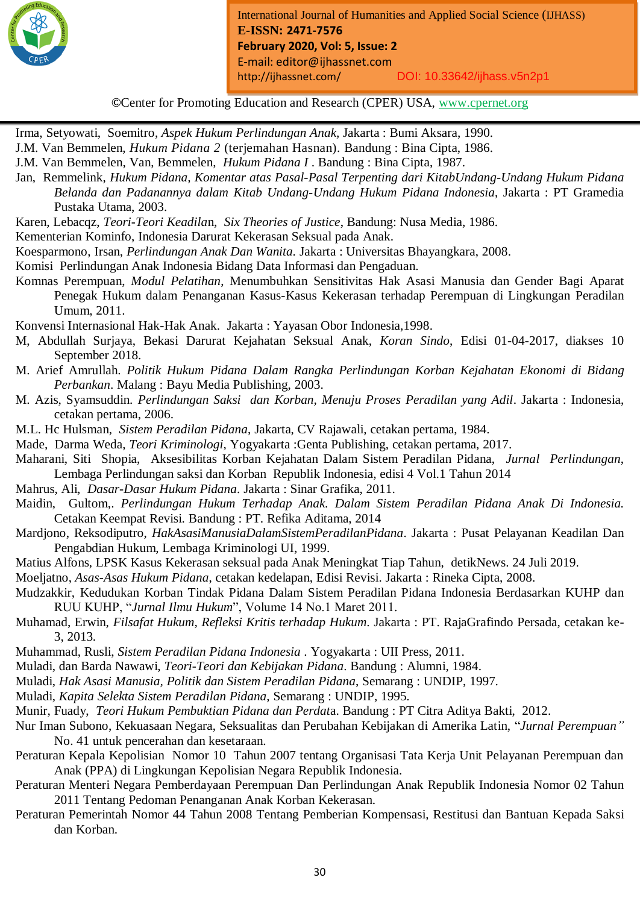Irma, Setyowati, Soemitro, *Aspek Hukum Perlindungan Anak*, Jakarta : Bumi Aksara, 1990.

J.M. Van Bemmelen, *Hukum Pidana 2* (terjemahan Hasnan). Bandung : Bina Cipta, 1986.

J.M. Van Bemmelen, Van, Bemmelen, *Hukum Pidana I* . Bandung : Bina Cipta, 1987.

Jan, Remmelink, *Hukum Pidana, Komentar atas Pasal-Pasal Terpenting dari KitabUndang-Undang Hukum Pidana Belanda dan Padanannya dalam Kitab Undang-Undang Hukum Pidana Indonesia*, Jakarta : PT Gramedia Pustaka Utama, 2003.

Karen, Lebacqz, *Teori-Teori Keadila*n, *Six Theories of Justice*, Bandung: Nusa Media, 1986.

Kementerian Kominfo, Indonesia Darurat Kekerasan Seksual pada Anak.

Koesparmono, Irsan, *Perlindungan Anak Dan Wanita*. Jakarta : Universitas Bhayangkara, 2008.

Komisi Perlindungan Anak Indonesia Bidang Data Informasi dan Pengaduan.

Komnas Perempuan, *Modul Pelatihan*, Menumbuhkan Sensitivitas Hak Asasi Manusia dan Gender Bagi Aparat Penegak Hukum dalam Penanganan Kasus-Kasus Kekerasan terhadap Perempuan di Lingkungan Peradilan Umum, 2011.

Konvensi Internasional Hak-Hak Anak. Jakarta : Yayasan Obor Indonesia,1998.

M, Abdullah Surjaya, Bekasi Darurat Kejahatan Seksual Anak, *Koran Sindo*, Edisi 01-04-2017, diakses 10 September 2018.

M. Arief Amrullah. *Politik Hukum Pidana Dalam Rangka Perlindungan Korban Kejahatan Ekonomi di Bidang Perbankan*. Malang : Bayu Media Publishing, 2003.

M. Azis, Syamsuddin. *Perlindungan Saksi dan Korban, Menuju Proses Peradilan yang Adil*. Jakarta : Indonesia, cetakan pertama, 2006.

M.L. Hc Hulsman, *Sistem Peradilan Pidana*, Jakarta, CV Rajawali, cetakan pertama, 1984.

Made, Darma Weda, *Teori Kriminologi*, Yogyakarta :Genta Publishing, cetakan pertama, 2017.

Maharani, Siti Shopia, Aksesibilitas Korban Kejahatan Dalam Sistem Peradilan Pidana, *Jurnal Perlindungan*, Lembaga Perlindungan saksi dan Korban Republik Indonesia, edisi 4 Vol.1 Tahun 2014

Mahrus, Ali, *Dasar-Dasar Hukum Pidana*. Jakarta : Sinar Grafika, 2011.

Maidin, Gultom,. *Perlindungan Hukum Terhadap Anak. Dalam Sistem Peradilan Pidana Anak Di Indonesia.* Cetakan Keempat Revisi. Bandung : PT. Refika Aditama, 2014

Mardjono, Reksodiputro, *HakAsasiManusiaDalamSistemPeradilanPidana*. Jakarta : Pusat Pelayanan Keadilan Dan Pengabdian Hukum, Lembaga Kriminologi UI, 1999.

Matius Alfons, LPSK Kasus Kekerasan seksual pada Anak Meningkat Tiap Tahun, detikNews. 24 Juli 2019.

Moeljatno, *Asas-Asas Hukum Pidana*, cetakan kedelapan, Edisi Revisi. Jakarta : Rineka Cipta, 2008.

Mudzakkir, Kedudukan Korban Tindak Pidana Dalam Sistem Peradilan Pidana Indonesia Berdasarkan KUHP dan RUU KUHP, "*Jurnal Ilmu Hukum*", Volume 14 No.1 Maret 2011.

Muhamad, Erwin, *Filsafat Hukum*, *Refleksi Kritis terhadap Hukum*. Jakarta : PT. RajaGrafindo Persada, cetakan ke-3, 2013.

Muhammad, Rusli, *Sistem Peradilan Pidana Indonesia* . Yogyakarta : UII Press, 2011.

Muladi, dan Barda Nawawi, *Teori-Teori dan Kebijakan Pidana*. Bandung : Alumni, 1984.

Muladi, *Hak Asasi Manusia, Politik dan Sistem Peradilan Pidana*, Semarang : UNDIP, 1997.

Muladi, *Kapita Selekta Sistem Peradilan Pidana*, Semarang : UNDIP, 1995.

Munir, Fuady, *Teori Hukum Pembuktian Pidana dan Perdat*a. Bandung : PT Citra Aditya Bakti, 2012.

Nur Iman Subono, Kekuasaan Negara, Seksualitas dan Perubahan Kebijakan di Amerika Latin, "*Jurnal Perempuan"* No. 41 untuk pencerahan dan kesetaraan.

Peraturan Kepala Kepolisian Nomor 10 Tahun 2007 tentang Organisasi Tata Kerja Unit Pelayanan Perempuan dan Anak (PPA) di Lingkungan Kepolisian Negara Republik Indonesia.

Peraturan Menteri Negara Pemberdayaan Perempuan Dan Perlindungan Anak Republik Indonesia Nomor 02 Tahun 2011 Tentang Pedoman Penanganan Anak Korban Kekerasan.

Peraturan Pemerintah Nomor 44 Tahun 2008 Tentang Pemberian Kompensasi, Restitusi dan Bantuan Kepada Saksi dan Korban.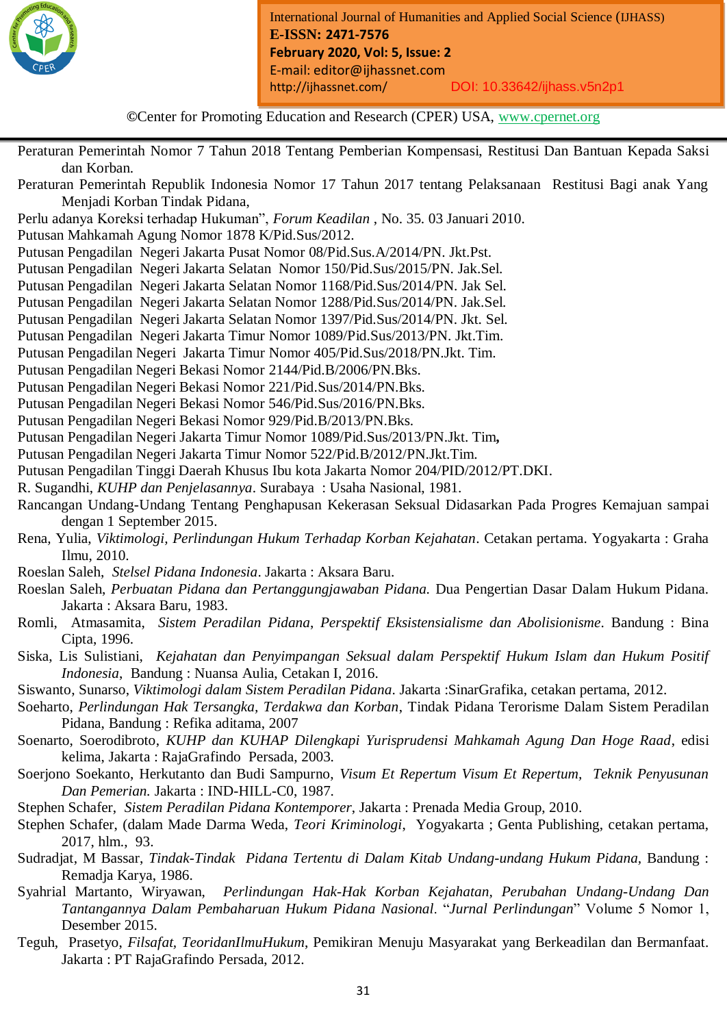Peraturan Pemerintah Nomor 7 Tahun 2018 Tentang Pemberian Kompensasi, Restitusi Dan Bantuan Kepada Saksi dan Korban.

Peraturan Pemerintah Republik Indonesia Nomor 17 Tahun 2017 tentang Pelaksanaan Restitusi Bagi anak Yang Menjadi Korban Tindak Pidana,

Perlu adanya Koreksi terhadap Hukuman", *Forum Keadilan* , No. 35. 03 Januari 2010.

Putusan Mahkamah Agung Nomor 1878 K/Pid.Sus/2012.

Putusan Pengadilan Negeri Jakarta Pusat Nomor 08/Pid.Sus.A/2014/PN. Jkt.Pst.

Putusan Pengadilan Negeri Jakarta Selatan Nomor 150/Pid.Sus/2015/PN. Jak.Sel.

Putusan Pengadilan Negeri Jakarta Selatan Nomor 1168/Pid.Sus/2014/PN. Jak Sel.

Putusan Pengadilan Negeri Jakarta Selatan Nomor 1288/Pid.Sus/2014/PN. Jak.Sel.

Putusan Pengadilan Negeri Jakarta Selatan Nomor 1397/Pid.Sus/2014/PN. Jkt. Sel.

Putusan Pengadilan Negeri Jakarta Timur Nomor 1089/Pid.Sus/2013/PN. Jkt.Tim.

Putusan Pengadilan Negeri Jakarta Timur Nomor 405/Pid.Sus/2018/PN.Jkt. Tim.

Putusan Pengadilan Negeri Bekasi Nomor 2144/Pid.B/2006/PN.Bks.

Putusan Pengadilan Negeri Bekasi Nomor 221/Pid.Sus/2014/PN.Bks.

Putusan Pengadilan Negeri Bekasi Nomor 546/Pid.Sus/2016/PN.Bks.

Putusan Pengadilan Negeri Bekasi Nomor 929/Pid.B/2013/PN.Bks.

Putusan Pengadilan Negeri Jakarta Timur Nomor 1089/Pid.Sus/2013/PN.Jkt. Tim**,**

Putusan Pengadilan Negeri Jakarta Timur Nomor 522/Pid.B/2012/PN.Jkt.Tim.

Putusan Pengadilan Tinggi Daerah Khusus Ibu kota Jakarta Nomor 204/PID/2012/PT.DKI.

R. Sugandhi, *KUHP dan Penjelasannya*. Surabaya : Usaha Nasional, 1981.

Rancangan Undang-Undang Tentang Penghapusan Kekerasan Seksual Didasarkan Pada Progres Kemajuan sampai dengan 1 September 2015.

Rena, Yulia, *Viktimologi, Perlindungan Hukum Terhadap Korban Kejahatan*. Cetakan pertama. Yogyakarta : Graha Ilmu, 2010.

Roeslan Saleh, *Stelsel Pidana Indonesia*. Jakarta : Aksara Baru.

Roeslan Saleh, *Perbuatan Pidana dan Pertanggungjawaban Pidana.* Dua Pengertian Dasar Dalam Hukum Pidana. Jakarta : Aksara Baru, 1983.

Romli, Atmasamita, *Sistem Peradilan Pidana, Perspektif Eksistensialisme dan Abolisionisme*. Bandung : Bina Cipta, 1996.

Siska, Lis Sulistiani, *Kejahatan dan Penyimpangan Seksual dalam Perspektif Hukum Islam dan Hukum Positif Indonesia*, Bandung : Nuansa Aulia, Cetakan I, 2016.

Siswanto, Sunarso, *Viktimologi dalam Sistem Peradilan Pidana*. Jakarta :SinarGrafika, cetakan pertama, 2012.

Soeharto, *Perlindungan Hak Tersangka, Terdakwa dan Korban*, Tindak Pidana Terorisme Dalam Sistem Peradilan Pidana, Bandung : Refika aditama, 2007

Soenarto, Soerodibroto, *KUHP dan KUHAP Dilengkapi Yurisprudensi Mahkamah Agung Dan Hoge Raad*, edisi kelima, Jakarta : RajaGrafindo Persada, 2003.

Soerjono Soekanto, Herkutanto dan Budi Sampurno, *Visum Et Repertum Visum Et Repertum, Teknik Penyusunan Dan Pemerian.* Jakarta : IND-HILL-C0, 1987.

Stephen Schafer, *Sistem Peradilan Pidana Kontemporer*, Jakarta : Prenada Media Group, 2010.

Stephen Schafer, (dalam Made Darma Weda, *Teori Kriminologi*, Yogyakarta ; Genta Publishing, cetakan pertama, 2017, hlm., 93.

Sudradjat, M Bassar, *Tindak-Tindak Pidana Tertentu di Dalam Kitab Undang-undang Hukum Pidana*, Bandung : Remadja Karya, 1986.

Syahrial Martanto, Wiryawan, *Perlindungan Hak-Hak Korban Kejahatan, Perubahan Undang-Undang Dan Tantangannya Dalam Pembaharuan Hukum Pidana Nasional*. "*Jurnal Perlindungan*" Volume 5 Nomor 1, Desember 2015.

Teguh, Prasetyo, *Filsafat, TeoridanIlmuHukum*, Pemikiran Menuju Masyarakat yang Berkeadilan dan Bermanfaat. Jakarta : PT RajaGrafindo Persada, 2012.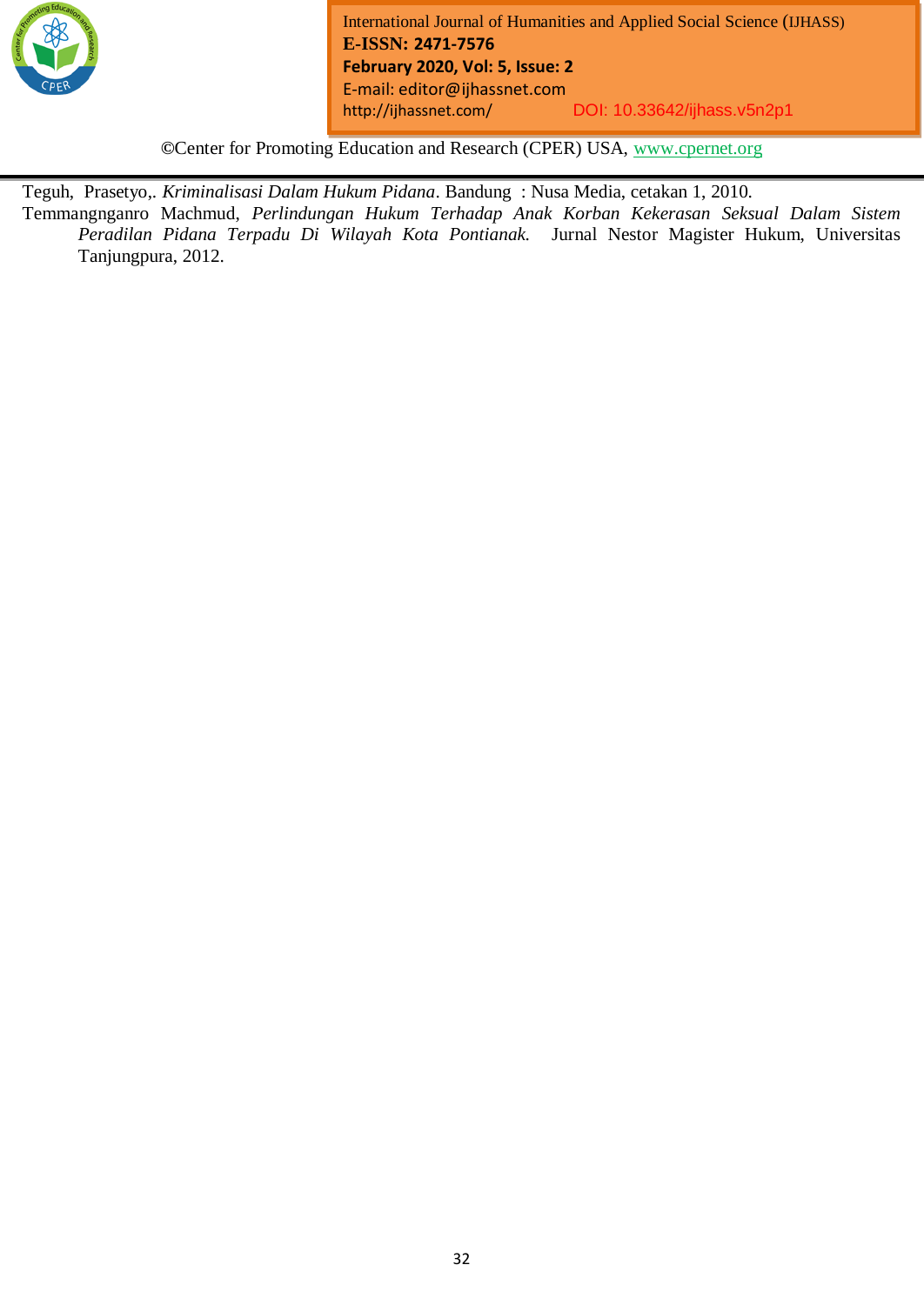Teguh, Prasetyo,. *Kriminalisasi Dalam Hukum Pidana*. Bandung : Nusa Media, cetakan 1, 2010.

Temmangngnganro Machmud, *Perlindungan Hukum Terhadap Anak Korban Kekerasan Seksual Dalam Sistem Peradilan Pidana Terpadu Di Wilayah Kota Pontianak.* Jurnal Nestor Magister Hukum, Universitas Tanjungpura, 2012.